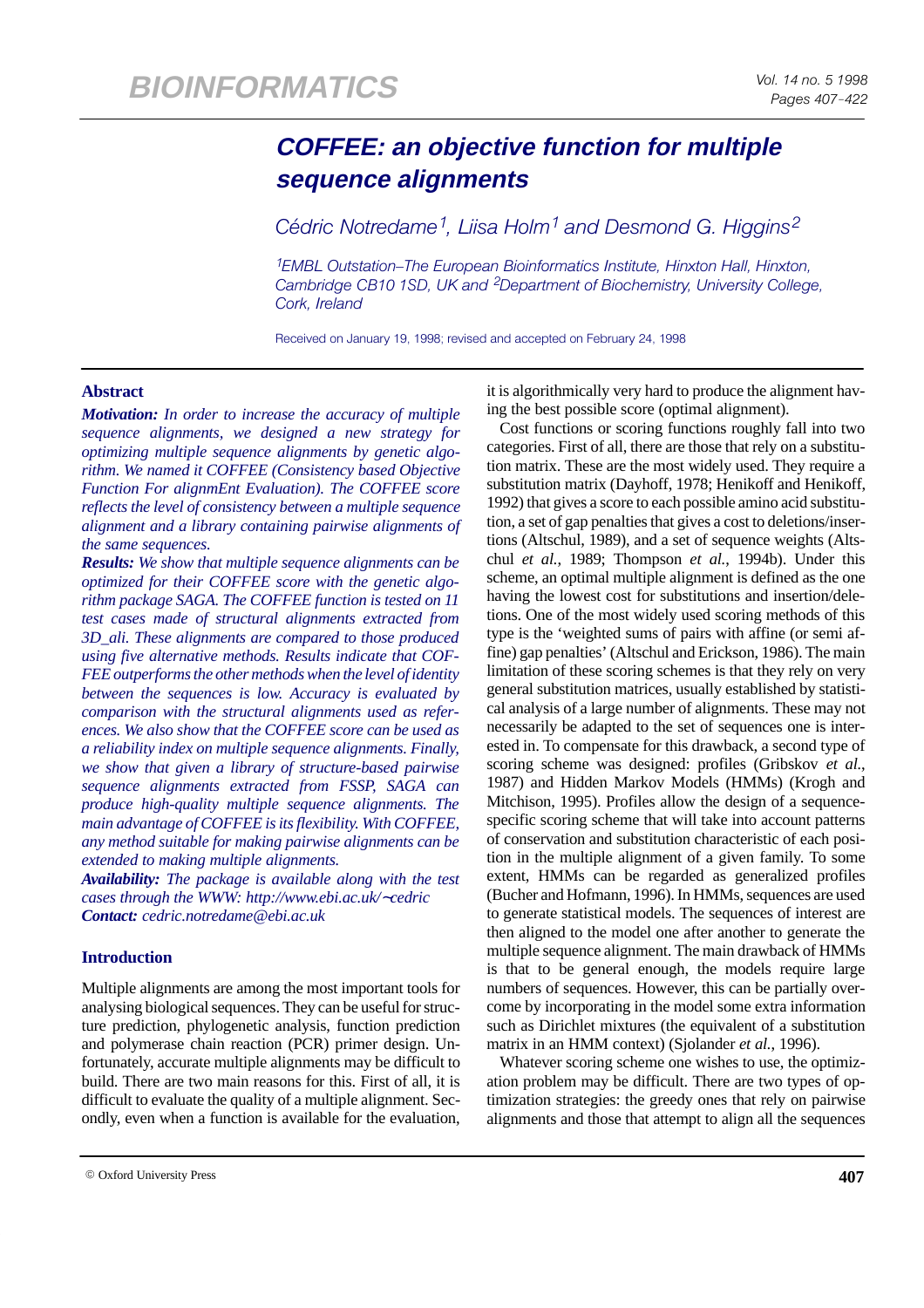# COFFEE: an objective function for multiple sequence alignments

*Cédric Notredame[1], Liisa Holm[1] and Desmond G. Higgins[2]*

*[1]EMBL Outstation–The European Bioinformatics Institute, Hinxton Hall, Hinxton, Cambridge CB10 1SD, UK and [2]Department of Biochemistry, University College, Cork, Ireland*

Received on January 19, 1998; revised and accepted on February 24, 1998

## Abstract

***Motivation:*** *In order to increase the accuracy of multiple sequence alignments, we designed a new strategy for optimizing multiple sequence alignments by genetic algorithm. We named it COFFEE (Consistency based Objective Function For alignmEnt Evaluation). The COFFEE score reflects the level of consistency between a multiple sequence alignment and a library containing pairwise alignments of the same sequences.*

***Results:*** *We show that multiple sequence alignments can be optimized for their COFFEE score with the genetic algorithm package SAGA. The COFFEE function is tested on 11 test cases made of structural alignments extracted from 3D_ali. These alignments are compared to those produced using five alternative methods. Results indicate that COFFEE outperforms the other methods when the level of identity between the sequences is low. Accuracy is evaluated by comparison with the structural alignments used as references. We also show that the COFFEE score can be used as a reliability index on multiple sequence alignments. Finally, we show that given a library of structure-based pairwise sequence alignments extracted from FSSP, SAGA can produce high-quality multiple sequence alignments. The main advantage of COFFEE is its flexibility. With COFFEE, any method suitable for making pairwise alignments can be extended to making multiple alignments.*

***Availability:*** *The package is available along with the test cases through the WWW: http://www.ebi.ac.uk/~cedric*

***Contact:*** *cedric.notredame@ebi.ac.uk*

## Introduction

Multiple alignments are among the most important tools for analysing biological sequences. They can be useful for structure prediction, phylogenetic analysis, function prediction and polymerase chain reaction (PCR) primer design. Unfortunately, accurate multiple alignments may be difficult to build. There are two main reasons for this. First of all, it is difficult to evaluate the quality of a multiple alignment. Secondly, even when a function is available for the evaluation, it is algorithmically very hard to produce the alignment having the best possible score (optimal alignment).

Cost functions or scoring functions roughly fall into two categories. First of all, there are those that rely on a substitution matrix. These are the most widely used. They require a substitution matrix (Dayhoff, 1978; Henikoff and Henikoff, 1992) that gives a score to each possible amino acid substitution, a set of gap penalties that gives a cost to deletions/insertions (Altschul, 1989), and a set of sequence weights (Altschul *et al.*, 1989; Thompson *et al.*, 1994b). Under this scheme, an optimal multiple alignment is defined as the one having the lowest cost for substitutions and insertion/deletions. One of the most widely used scoring methods of this type is the 'weighted sums of pairs with affine (or semi affine) gap penalties' (Altschul and Erickson, 1986). The main limitation of these scoring schemes is that they rely on very general substitution matrices, usually established by statistical analysis of a large number of alignments. These may not necessarily be adapted to the set of sequences one is interested in. To compensate for this drawback, a second type of scoring scheme was designed: profiles (Gribskov *et al.*, 1987) and Hidden Markov Models (HMMs) (Krogh and Mitchison, 1995). Profiles allow the design of a sequence-specific scoring scheme that will take into account patterns of conservation and substitution characteristic of each position in the multiple alignment of a given family. To some extent, HMMs can be regarded as generalized profiles (Bucher and Hofmann, 1996). In HMMs, sequences are used to generate statistical models. The sequences of interest are then aligned to the model one after another to generate the multiple sequence alignment. The main drawback of HMMs is that to be general enough, the models require large numbers of sequences. However, this can be partially overcome by incorporating in the model some extra information such as Dirichlet mixtures (the equivalent of a substitution matrix in an HMM context) (Sjolander *et al.*, 1996).

Whatever scoring scheme one wishes to use, the optimization problem may be difficult. There are two types of optimization strategies: the greedy ones that rely on pairwise alignments and those that attempt to align all the sequences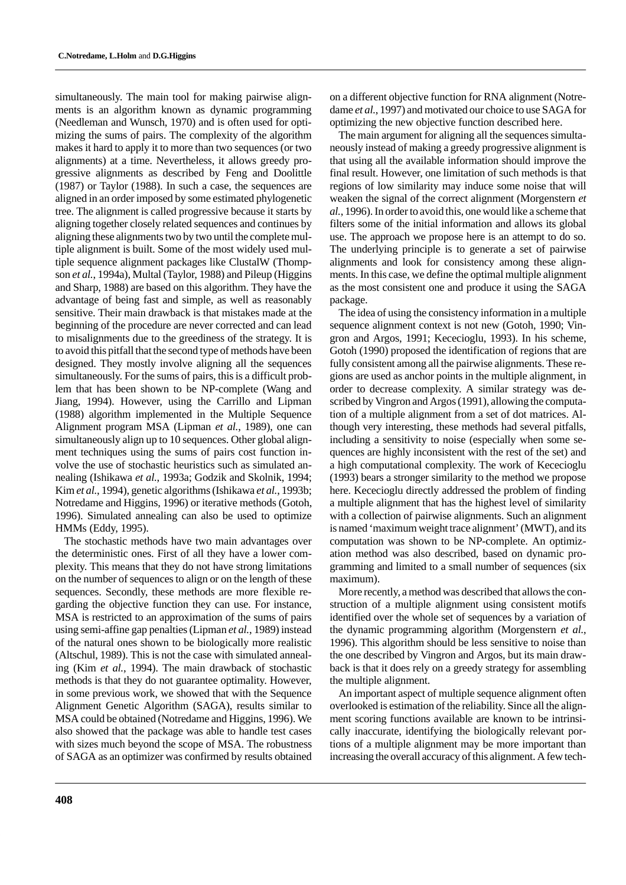simultaneously. The main tool for making pairwise alignments is an algorithm known as dynamic programming (Needleman and Wunsch, 1970) and is often used for optimizing the sums of pairs. The complexity of the algorithm makes it hard to apply it to more than two sequences (or two alignments) at a time. Nevertheless, it allows greedy progressive alignments as described by Feng and Doolittle (1987) or Taylor (1988). In such a case, the sequences are aligned in an order imposed by some estimated phylogenetic tree. The alignment is called progressive because it starts by aligning together closely related sequences and continues by aligning these alignments two by two until the complete multiple alignment is built. Some of the most widely used multiple sequence alignment packages like ClustalW (Thompson *et al.*, 1994a), Multal (Taylor, 1988) and Pileup (Higgins and Sharp, 1988) are based on this algorithm. They have the advantage of being fast and simple, as well as reasonably sensitive. Their main drawback is that mistakes made at the beginning of the procedure are never corrected and can lead to misalignments due to the greediness of the strategy. It is to avoid this pitfall that the second type of methods have been designed. They mostly involve aligning all the sequences simultaneously. For the sums of pairs, this is a difficult problem that has been shown to be NP-complete (Wang and Jiang, 1994). However, using the Carrillo and Lipman (1988) algorithm implemented in the Multiple Sequence Alignment program MSA (Lipman *et al.*, 1989), one can simultaneously align up to 10 sequences. Other global alignment techniques using the sums of pairs cost function involve the use of stochastic heuristics such as simulated annealing (Ishikawa *et al.*, 1993a; Godzik and Skolnik, 1994; Kim *et al.*, 1994), genetic algorithms (Ishikawa *et al.*, 1993b; Notredame and Higgins, 1996) or iterative methods (Gotoh, 1996). Simulated annealing can also be used to optimize HMMs (Eddy, 1995).

The stochastic methods have two main advantages over the deterministic ones. First of all they have a lower complexity. This means that they do not have strong limitations on the number of sequences to align or on the length of these sequences. Secondly, these methods are more flexible regarding the objective function they can use. For instance, MSA is restricted to an approximation of the sums of pairs using semi-affine gap penalties (Lipman *et al.*, 1989) instead of the natural ones shown to be biologically more realistic (Altschul, 1989). This is not the case with simulated annealing (Kim *et al.*, 1994). The main drawback of stochastic methods is that they do not guarantee optimality. However, in some previous work, we showed that with the Sequence Alignment Genetic Algorithm (SAGA), results similar to MSA could be obtained (Notredame and Higgins, 1996). We also showed that the package was able to handle test cases with sizes much beyond the scope of MSA. The robustness of SAGA as an optimizer was confirmed by results obtained on a different objective function for RNA alignment (Notredame *et al.*, 1997) and motivated our choice to use SAGA for optimizing the new objective function described here.

The main argument for aligning all the sequences simultaneously instead of making a greedy progressive alignment is that using all the available information should improve the final result. However, one limitation of such methods is that regions of low similarity may induce some noise that will weaken the signal of the correct alignment (Morgenstern *et al.*, 1996). In order to avoid this, one would like a scheme that filters some of the initial information and allows its global use. The approach we propose here is an attempt to do so. The underlying principle is to generate a set of pairwise alignments and look for consistency among these alignments. In this case, we define the optimal multiple alignment as the most consistent one and produce it using the SAGA package.

The idea of using the consistency information in a multiple sequence alignment context is not new (Gotoh, 1990; Vingron and Argos, 1991; Kececioglu, 1993). In his scheme, Gotoh (1990) proposed the identification of regions that are fully consistent among all the pairwise alignments. These regions are used as anchor points in the multiple alignment, in order to decrease complexity. A similar strategy was described by Vingron and Argos (1991), allowing the computation of a multiple alignment from a set of dot matrices. Although very interesting, these methods had several pitfalls, including a sensitivity to noise (especially when some sequences are highly inconsistent with the rest of the set) and a high computational complexity. The work of Kececioglu (1993) bears a stronger similarity to the method we propose here. Kececioglu directly addressed the problem of finding a multiple alignment that has the highest level of similarity with a collection of pairwise alignments. Such an alignment is named 'maximum weight trace alignment' (MWT), and its computation was shown to be NP-complete. An optimization method was also described, based on dynamic programming and limited to a small number of sequences (six maximum).

More recently, a method was described that allows the construction of a multiple alignment using consistent motifs identified over the whole set of sequences by a variation of the dynamic programming algorithm (Morgenstern *et al.*, 1996). This algorithm should be less sensitive to noise than the one described by Vingron and Argos, but its main drawback is that it does rely on a greedy strategy for assembling the multiple alignment.

An important aspect of multiple sequence alignment often overlooked is estimation of the reliability. Since all the alignment scoring functions available are known to be intrinsically inaccurate, identifying the biologically relevant portions of a multiple alignment may be more important than increasing the overall accuracy of this alignment. A few tech-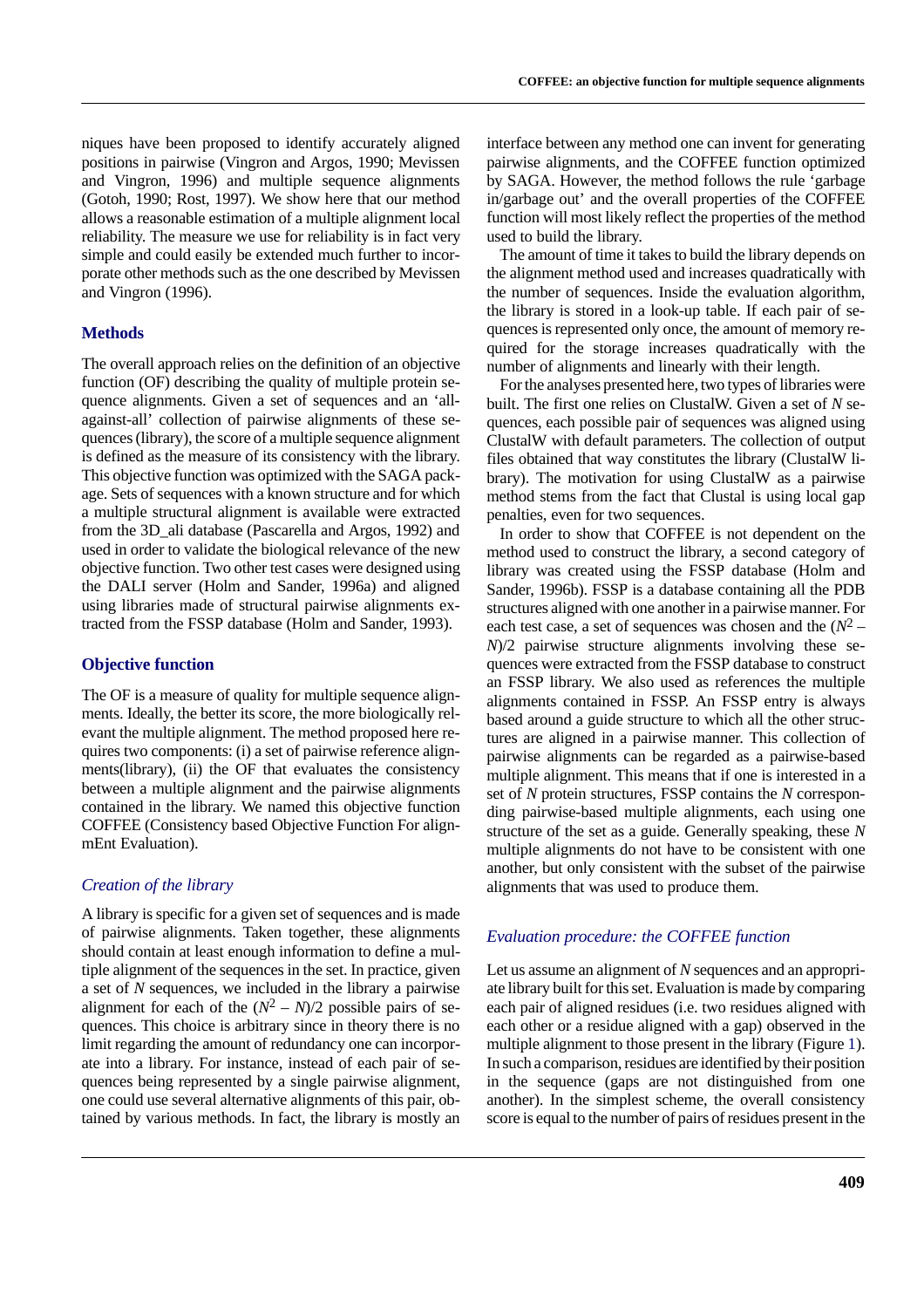niques have been proposed to identify accurately aligned positions in pairwise (Vingron and Argos, 1990; Mevissen and Vingron, 1996) and multiple sequence alignments (Gotoh, 1990; Rost, 1997). We show here that our method allows a reasonable estimation of a multiple alignment local reliability. The measure we use for reliability is in fact very simple and could easily be extended much further to incorporate other methods such as the one described by Mevissen and Vingron (1996).

## Methods

The overall approach relies on the definition of an objective function (OF) describing the quality of multiple protein sequence alignments. Given a set of sequences and an 'all-against-all' collection of pairwise alignments of these sequences (library), the score of a multiple sequence alignment is defined as the measure of its consistency with the library. This objective function was optimized with the SAGA package. Sets of sequences with a known structure and for which a multiple structural alignment is available were extracted from the 3D_ali database (Pascarella and Argos, 1992) and used in order to validate the biological relevance of the new objective function. Two other test cases were designed using the DALI server (Holm and Sander, 1996a) and aligned using libraries made of structural pairwise alignments extracted from the FSSP database (Holm and Sander, 1993).

## Objective function

The OF is a measure of quality for multiple sequence alignments. Ideally, the better its score, the more biologically relevant the multiple alignment. The method proposed here requires two components: (i) a set of pairwise reference alignments(library), (ii) the OF that evaluates the consistency between a multiple alignment and the pairwise alignments contained in the library. We named this objective function COFFEE (Consistency based Objective Function For alignmEnt Evaluation).

### *Creation of the library*

A library is specific for a given set of sequences and is made of pairwise alignments. Taken together, these alignments should contain at least enough information to define a multiple alignment of the sequences in the set. In practice, given a set of $N$ sequences, we included in the library a pairwise alignment for each of the $(N^2 - N)/2$ possible pairs of sequences. This choice is arbitrary since in theory there is no limit regarding the amount of redundancy one can incorporate into a library. For instance, instead of each pair of sequences being represented by a single pairwise alignment, one could use several alternative alignments of this pair, obtained by various methods. In fact, the library is mostly an interface between any method one can invent for generating pairwise alignments, and the COFFEE function optimized by SAGA. However, the method follows the rule 'garbage in/garbage out' and the overall properties of the COFFEE function will most likely reflect the properties of the method used to build the library.

The amount of time it takes to build the library depends on the alignment method used and increases quadratically with the number of sequences. Inside the evaluation algorithm, the library is stored in a look-up table. If each pair of sequences is represented only once, the amount of memory required for the storage increases quadratically with the number of alignments and linearly with their length.

For the analyses presented here, two types of libraries were built. The first one relies on ClustalW. Given a set of $N$ sequences, each possible pair of sequences was aligned using ClustalW with default parameters. The collection of output files obtained that way constitutes the library (ClustalW library). The motivation for using ClustalW as a pairwise method stems from the fact that Clustal is using local gap penalties, even for two sequences.

In order to show that COFFEE is not dependent on the method used to construct the library, a second category of library was created using the FSSP database (Holm and Sander, 1996b). FSSP is a database containing all the PDB structures aligned with one another in a pairwise manner. For each test case, a set of sequences was chosen and the $(N^2 - N)/2$ pairwise structure alignments involving these sequences were extracted from the FSSP database to construct an FSSP library. We also used as references the multiple alignments contained in FSSP. An FSSP entry is always based around a guide structure to which all the other structures are aligned in a pairwise manner. This collection of pairwise alignments can be regarded as a pairwise-based multiple alignment. This means that if one is interested in a set of $N$ protein structures, FSSP contains the $N$ corresponding pairwise-based multiple alignments, each using one structure of the set as a guide. Generally speaking, these $N$ multiple alignments do not have to be consistent with one another, but only consistent with the subset of the pairwise alignments that was used to produce them.

### *Evaluation procedure: the COFFEE function*

Let us assume an alignment of $N$ sequences and an appropriate library built for this set. Evaluation is made by comparing each pair of aligned residues (i.e. two residues aligned with each other or a residue aligned with a gap) observed in the multiple alignment to those present in the library (Figure 1). In such a comparison, residues are identified by their position in the sequence (gaps are not distinguished from one another). In the simplest scheme, the overall consistency score is equal to the number of pairs of residues present in the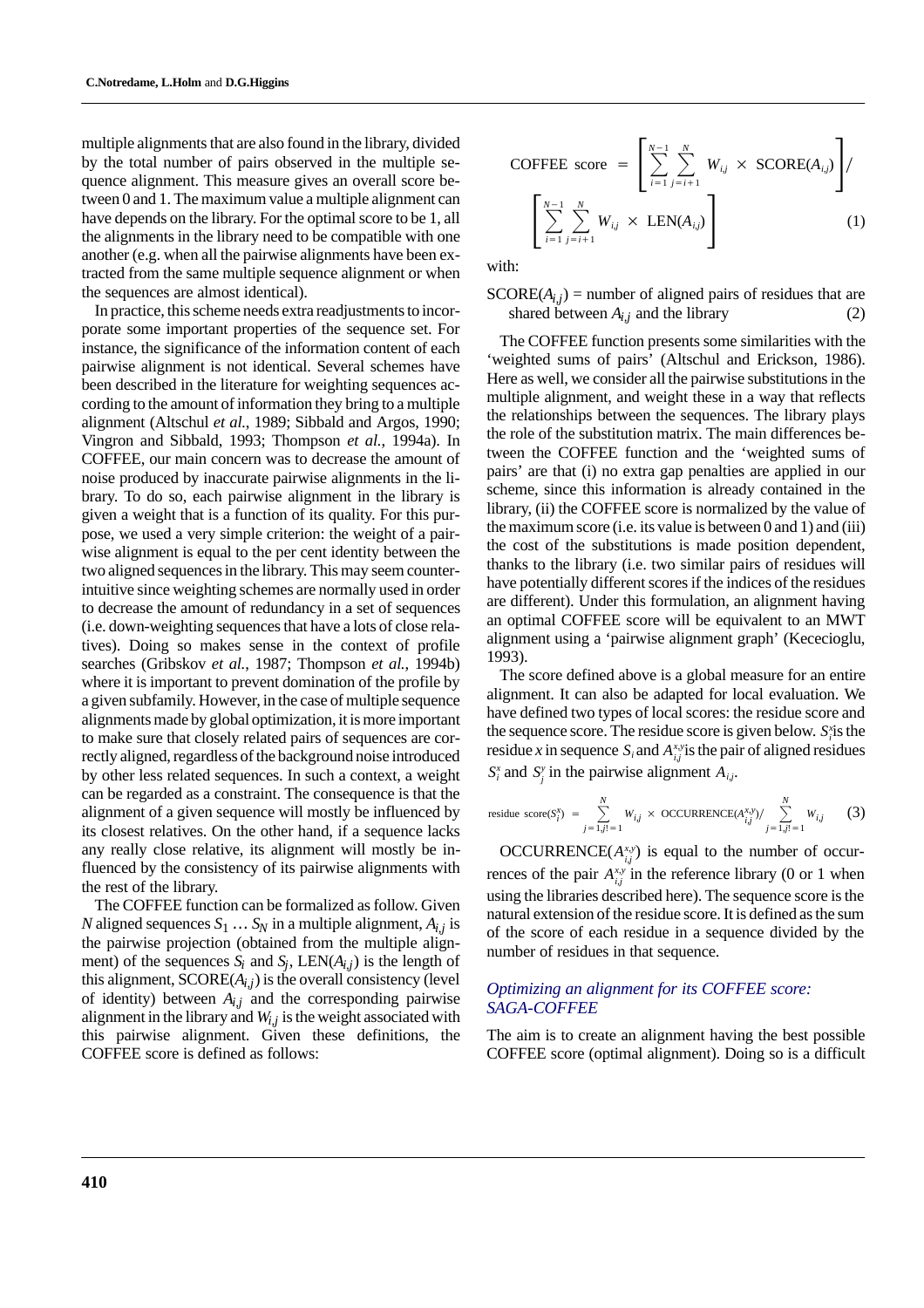multiple alignments that are also found in the library, divided by the total number of pairs observed in the multiple sequence alignment. This measure gives an overall score between 0 and 1. The maximum value a multiple alignment can have depends on the library. For the optimal score to be 1, all the alignments in the library need to be compatible with one another (e.g. when all the pairwise alignments have been extracted from the same multiple sequence alignment or when the sequences are almost identical).

In practice, this scheme needs extra readjustments to incorporate some important properties of the sequence set. For instance, the significance of the information content of each pairwise alignment is not identical. Several schemes have been described in the literature for weighting sequences according to the amount of information they bring to a multiple alignment (Altschul *et al.*, 1989; Sibbald and Argos, 1990; Vingron and Sibbald, 1993; Thompson *et al.*, 1994a). In COFFEE, our main concern was to decrease the amount of noise produced by inaccurate pairwise alignments in the library. To do so, each pairwise alignment in the library is given a weight that is a function of its quality. For this purpose, we used a very simple criterion: the weight of a pairwise alignment is equal to the per cent identity between the two aligned sequences in the library. This may seem counter-intuitive since weighting schemes are normally used in order to decrease the amount of redundancy in a set of sequences (i.e. down-weighting sequences that have a lots of close relatives). Doing so makes sense in the context of profile searches (Gribskov *et al.*, 1987; Thompson *et al.*, 1994b) where it is important to prevent domination of the profile by a given subfamily. However, in the case of multiple sequence alignments made by global optimization, it is more important to make sure that closely related pairs of sequences are correctly aligned, regardless of the background noise introduced by other less related sequences. In such a context, a weight can be regarded as a constraint. The consequence is that the alignment of a given sequence will mostly be influenced by its closest relatives. On the other hand, if a sequence lacks any really close relative, its alignment will mostly be influenced by the consistency of its pairwise alignments with the rest of the library.

The COFFEE function can be formalized as follow. Given $N$ aligned sequences $S_1 \ldots S_N$ in a multiple alignment, $A_{i,j}$ is the pairwise projection (obtained from the multiple alignment) of the sequences $S_i$ and $S_j$, LEN($A_{i,j}$) is the length of this alignment, SCORE($A_{i,j}$) is the overall consistency (level of identity) between $A_{i,j}$ and the corresponding pairwise alignment in the library and $W_{i,j}$ is the weight associated with this pairwise alignment. Given these definitions, the COFFEE score is defined as follows:

$$\text{COFFEE score} = \left[\sum_{i=1}^{N-1}\sum_{j=i+1}^{N} W_{i,j} \times \text{SCORE}(A_{i,j})\right] \Big/ \left[\sum_{i=1}^{N-1}\sum_{j=i+1}^{N} W_{i,j} \times \text{LEN}(A_{i,j})\right] \quad (1)$$

with:

SCORE($A_{i,j}$) = number of aligned pairs of residues that are shared between $A_{i,j}$ and the library (2)

The COFFEE function presents some similarities with the 'weighted sums of pairs' (Altschul and Erickson, 1986). Here as well, we consider all the pairwise substitutions in the multiple alignment, and weight these in a way that reflects the relationships between the sequences. The library plays the role of the substitution matrix. The main differences between the COFFEE function and the 'weighted sums of pairs' are that (i) no extra gap penalties are applied in our scheme, since this information is already contained in the library, (ii) the COFFEE score is normalized by the value of the maximum score (i.e. its value is between 0 and 1) and (iii) the cost of the substitutions is made position dependent, thanks to the library (i.e. two similar pairs of residues will have potentially different scores if the indices of the residues are different). Under this formulation, an alignment having an optimal COFFEE score will be equivalent to an MWT alignment using a 'pairwise alignment graph' (Kececioglu, 1993).

The score defined above is a global measure for an entire alignment. It can also be adapted for local evaluation. We have defined two types of local scores: the residue score and the sequence score. The residue score is given below. $S_i^x$ is the residue $x$ in sequence $S_i$ and $A_{i,j}^{x,y}$ is the pair of aligned residues $S_i^x$ and $S_j^y$ in the pairwise alignment $A_{i,j}$.

$$\text{residue score}(S_i^x) = \sum_{j=1, j!=1}^{N} W_{i,j} \times \text{OCCURRENCE}(A_{i,j}^{x,y}) \Big/ \sum_{j=1, j!=1}^{N} W_{i,j} \quad (3)$$

OCCURRENCE($A_{i,j}^{x,y}$) is equal to the number of occurrences of the pair $A_{i,j}^{x,y}$ in the reference library (0 or 1 when using the libraries described here). The sequence score is the natural extension of the residue score. It is defined as the sum of the score of each residue in a sequence divided by the number of residues in that sequence.

### *Optimizing an alignment for its COFFEE score: SAGA-COFFEE*

The aim is to create an alignment having the best possible COFFEE score (optimal alignment). Doing so is a difficult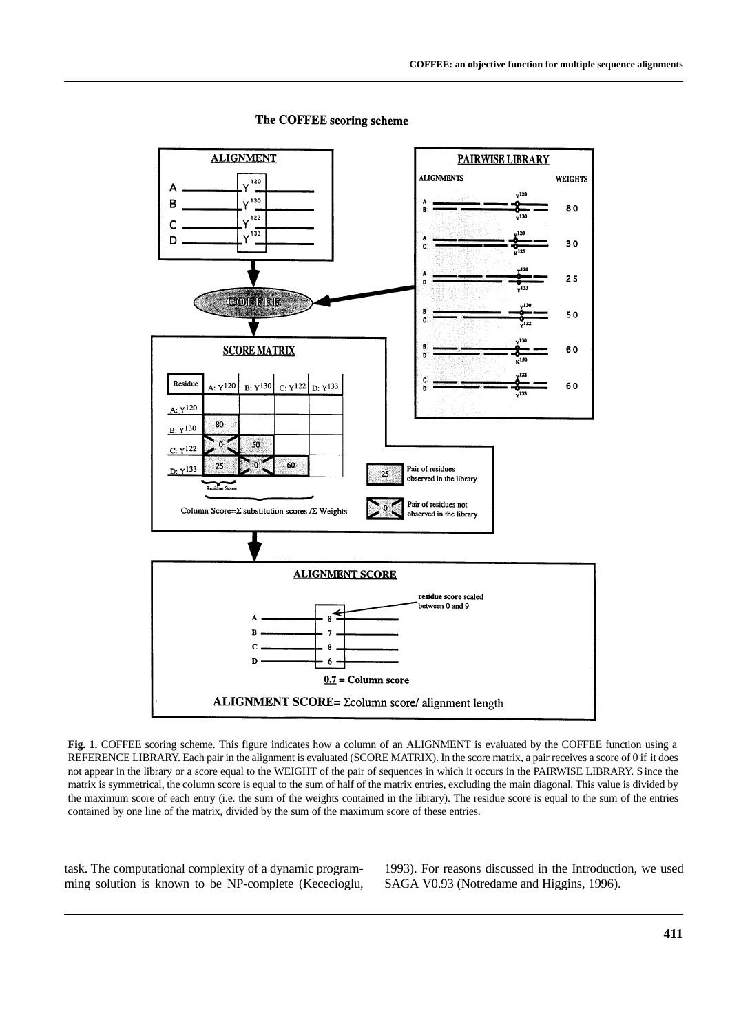**Fig. 1.** COFFEE scoring scheme. This figure indicates how a column of an ALIGNMENT is evaluated by the COFFEE function using a REFERENCE LIBRARY. Each pair in the alignment is evaluated (SCORE MATRIX). In the score matrix, a pair receives a score of 0 if it does not appear in the library or a score equal to the WEIGHT of the pair of sequences in which it occurs in the PAIRWISE LIBRARY. Since the matrix is symmetrical, the column score is equal to the sum of half of the matrix entries, excluding the main diagonal. This value is divided by the maximum score of each entry (i.e. the sum of the weights contained in the library). The residue score is equal to the sum of the entries contained by one line of the matrix, divided by the sum of the maximum score of these entries.

task. The computational complexity of a dynamic programming solution is known to be NP-complete (Kececioglu, 1993). For reasons discussed in the Introduction, we used SAGA V0.93 (Notredame and Higgins, 1996).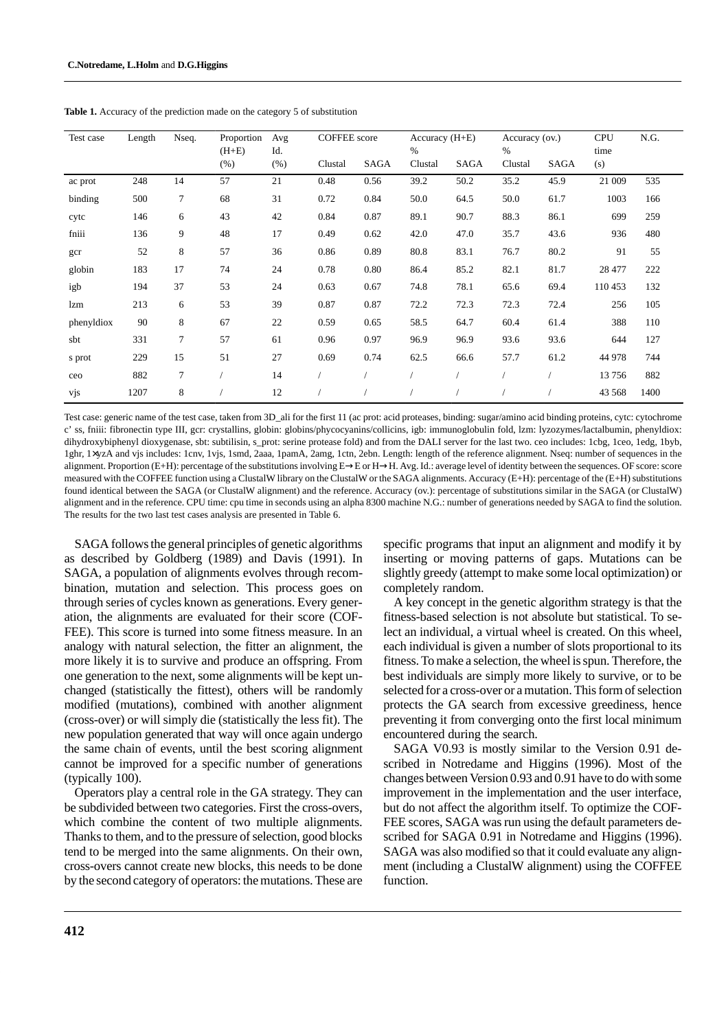**Table 1.** Accuracy of the prediction made on the category 5 of substitution

| Test case | Length | Nseq. | Proportion (H+E) (%) | Avg Id. (%) | COFFEE score | | Accuracy (H+E) % | | Accuracy (ov.) % | | CPU time (s) | N.G. |
|---|---|---|---|---|---|---|---|---|---|---|---|---|
| | | | | | Clustal | SAGA | Clustal | SAGA | Clustal | SAGA | | |
| ac prot | 248 | 14 | 57 | 21 | 0.48 | 0.56 | 39.2 | 50.2 | 35.2 | 45.9 | 21 009 | 535 |
| binding | 500 | 7 | 68 | 31 | 0.72 | 0.84 | 50.0 | 64.5 | 50.0 | 61.7 | 1003 | 166 |
| cytc | 146 | 6 | 43 | 42 | 0.84 | 0.87 | 89.1 | 90.7 | 88.3 | 86.1 | 699 | 259 |
| fniii | 136 | 9 | 48 | 17 | 0.49 | 0.62 | 42.0 | 47.0 | 35.7 | 43.6 | 936 | 480 |
| gcr | 52 | 8 | 57 | 36 | 0.86 | 0.89 | 80.8 | 83.1 | 76.7 | 80.2 | 91 | 55 |
| globin | 183 | 17 | 74 | 24 | 0.78 | 0.80 | 86.4 | 85.2 | 82.1 | 81.7 | 28 477 | 222 |
| igb | 194 | 37 | 53 | 24 | 0.63 | 0.67 | 74.8 | 78.1 | 65.6 | 69.4 | 110 453 | 132 |
| lzm | 213 | 6 | 53 | 39 | 0.87 | 0.87 | 72.2 | 72.3 | 72.3 | 72.4 | 256 | 105 |
| phenyldiox | 90 | 8 | 67 | 22 | 0.59 | 0.65 | 58.5 | 64.7 | 60.4 | 61.4 | 388 | 110 |
| sbt | 331 | 7 | 57 | 61 | 0.96 | 0.97 | 96.9 | 96.9 | 93.6 | 93.6 | 644 | 127 |
| s prot | 229 | 15 | 51 | 27 | 0.69 | 0.74 | 62.5 | 66.6 | 57.7 | 61.2 | 44 978 | 744 |
| ceo | 882 | 7 | / | 14 | / | / | / | / | / | / | 13 756 | 882 |
| vjs | 1207 | 8 | / | 12 | / | / | / | / | / | / | 43 568 | 1400 |

Test case: generic name of the test case, taken from 3D_ali for the first 11 (ac prot: acid proteases, binding: sugar/amino acid binding proteins, cytc: cytochrome c' ss, fniii: fibronectin type III, gcr: crystallins, globin: globins/phycocyanins/collicins, igb: immunoglobulin fold, lzm: lyzozymes/lactalbumin, phenyldiox: dihydroxybiphenyl dioxygenase, sbt: subtilisin, s_prot: serine protease fold) and from the DALI server for the last two. ceo includes: 1cbg, 1ceo, 1edg, 1byb, 1ghr, 1xyzA and vjs includes: 1cnv, 1vjs, 1smd, 2aaa, 1pamA, 2amg, 1ctn, 2ebn. Length: length of the reference alignment. Nseq: number of sequences in the alignment. Proportion (E+H): percentage of the substitutions involving E→E or H→H. Avg. Id.: average level of identity between the sequences. OF score: score measured with the COFFEE function using a ClustalW library on the ClustalW or the SAGA alignments. Accuracy (E+H): percentage of the (E+H) substitutions found identical between the SAGA (or ClustalW alignment) and the reference. Accuracy (ov.): percentage of substitutions similar in the SAGA (or ClustalW) alignment and in the reference. CPU time: cpu time in seconds using an alpha 8300 machine N.G.: number of generations needed by SAGA to find the solution. The results for the two last test cases analysis are presented in Table 6.

SAGA follows the general principles of genetic algorithms as described by Goldberg (1989) and Davis (1991). In SAGA, a population of alignments evolves through recombination, mutation and selection. This process goes on through series of cycles known as generations. Every generation, the alignments are evaluated for their score (COFFEE). This score is turned into some fitness measure. In an analogy with natural selection, the fitter an alignment, the more likely it is to survive and produce an offspring. From one generation to the next, some alignments will be kept unchanged (statistically the fittest), others will be randomly modified (mutations), combined with another alignment (cross-over) or will simply die (statistically the less fit). The new population generated that way will once again undergo the same chain of events, until the best scoring alignment cannot be improved for a specific number of generations (typically 100).

Operators play a central role in the GA strategy. They can be subdivided between two categories. First the cross-overs, which combine the content of two multiple alignments. Thanks to them, and to the pressure of selection, good blocks tend to be merged into the same alignments. On their own, cross-overs cannot create new blocks, this needs to be done by the second category of operators: the mutations. These are specific programs that input an alignment and modify it by inserting or moving patterns of gaps. Mutations can be slightly greedy (attempt to make some local optimization) or completely random.

A key concept in the genetic algorithm strategy is that the fitness-based selection is not absolute but statistical. To select an individual, a virtual wheel is created. On this wheel, each individual is given a number of slots proportional to its fitness. To make a selection, the wheel is spun. Therefore, the best individuals are simply more likely to survive, or to be selected for a cross-over or a mutation. This form of selection protects the GA search from excessive greediness, hence preventing it from converging onto the first local minimum encountered during the search.

SAGA V0.93 is mostly similar to the Version 0.91 described in Notredame and Higgins (1996). Most of the changes between Version 0.93 and 0.91 have to do with some improvement in the implementation and the user interface, but do not affect the algorithm itself. To optimize the COFFEE scores, SAGA was run using the default parameters described for SAGA 0.91 in Notredame and Higgins (1996). SAGA was also modified so that it could evaluate any alignment (including a ClustalW alignment) using the COFFEE function.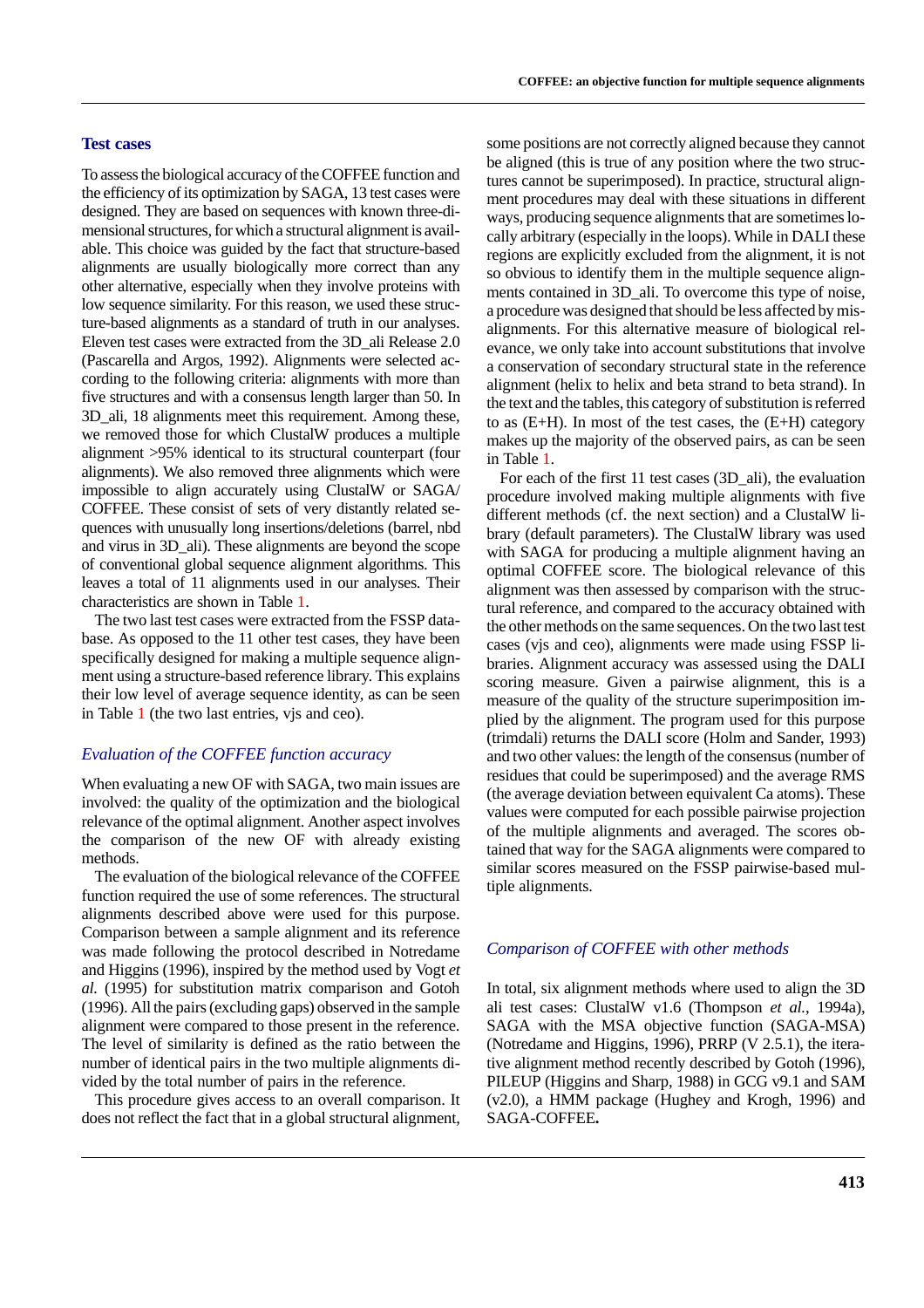## Test cases

To assess the biological accuracy of the COFFEE function and the efficiency of its optimization by SAGA, 13 test cases were designed. They are based on sequences with known three-dimensional structures, for which a structural alignment is available. This choice was guided by the fact that structure-based alignments are usually biologically more correct than any other alternative, especially when they involve proteins with low sequence similarity. For this reason, we used these structure-based alignments as a standard of truth in our analyses. Eleven test cases were extracted from the 3D_ali Release 2.0 (Pascarella and Argos, 1992). Alignments were selected according to the following criteria: alignments with more than five structures and with a consensus length larger than 50. In 3D_ali, 18 alignments meet this requirement. Among these, we removed those for which ClustalW produces a multiple alignment >95% identical to its structural counterpart (four alignments). We also removed three alignments which were impossible to align accurately using ClustalW or SAGA/COFFEE. These consist of sets of very distantly related sequences with unusually long insertions/deletions (barrel, nbd and virus in 3D_ali). These alignments are beyond the scope of conventional global sequence alignment algorithms. This leaves a total of 11 alignments used in our analyses. Their characteristics are shown in Table 1.

The two last test cases were extracted from the FSSP database. As opposed to the 11 other test cases, they have been specifically designed for making a multiple sequence alignment using a structure-based reference library. This explains their low level of average sequence identity, as can be seen in Table 1 (the two last entries, vjs and ceo).

### *Evaluation of the COFFEE function accuracy*

When evaluating a new OF with SAGA, two main issues are involved: the quality of the optimization and the biological relevance of the optimal alignment. Another aspect involves the comparison of the new OF with already existing methods.

The evaluation of the biological relevance of the COFFEE function required the use of some references. The structural alignments described above were used for this purpose. Comparison between a sample alignment and its reference was made following the protocol described in Notredame and Higgins (1996), inspired by the method used by Vogt *et al.* (1995) for substitution matrix comparison and Gotoh (1996). All the pairs (excluding gaps) observed in the sample alignment were compared to those present in the reference. The level of similarity is defined as the ratio between the number of identical pairs in the two multiple alignments divided by the total number of pairs in the reference.

This procedure gives access to an overall comparison. It does not reflect the fact that in a global structural alignment, some positions are not correctly aligned because they cannot be aligned (this is true of any position where the two structures cannot be superimposed). In practice, structural alignment procedures may deal with these situations in different ways, producing sequence alignments that are sometimes locally arbitrary (especially in the loops). While in DALI these regions are explicitly excluded from the alignment, it is not so obvious to identify them in the multiple sequence alignments contained in 3D_ali. To overcome this type of noise, a procedure was designed that should be less affected by misalignments. For this alternative measure of biological relevance, we only take into account substitutions that involve a conservation of secondary structural state in the reference alignment (helix to helix and beta strand to beta strand). In the text and the tables, this category of substitution is referred to as (E+H). In most of the test cases, the (E+H) category makes up the majority of the observed pairs, as can be seen in Table 1.

For each of the first 11 test cases (3D_ali), the evaluation procedure involved making multiple alignments with five different methods (cf. the next section) and a ClustalW library (default parameters). The ClustalW library was used with SAGA for producing a multiple alignment having an optimal COFFEE score. The biological relevance of this alignment was then assessed by comparison with the structural reference, and compared to the accuracy obtained with the other methods on the same sequences. On the two last test cases (vjs and ceo), alignments were made using FSSP libraries. Alignment accuracy was assessed using the DALI scoring measure. Given a pairwise alignment, this is a measure of the quality of the structure superimposition implied by the alignment. The program used for this purpose (trimdali) returns the DALI score (Holm and Sander, 1993) and two other values: the length of the consensus (number of residues that could be superimposed) and the average RMS (the average deviation between equivalent Ca atoms). These values were computed for each possible pairwise projection of the multiple alignments and averaged. The scores obtained that way for the SAGA alignments were compared to similar scores measured on the FSSP pairwise-based multiple alignments.

### *Comparison of COFFEE with other methods*

In total, six alignment methods where used to align the 3D ali test cases: ClustalW v1.6 (Thompson *et al.*, 1994a), SAGA with the MSA objective function (SAGA-MSA) (Notredame and Higgins, 1996), PRRP (V 2.5.1), the iterative alignment method recently described by Gotoh (1996), PILEUP (Higgins and Sharp, 1988) in GCG v9.1 and SAM (v2.0), a HMM package (Hughey and Krogh, 1996) and SAGA-COFFEE**.**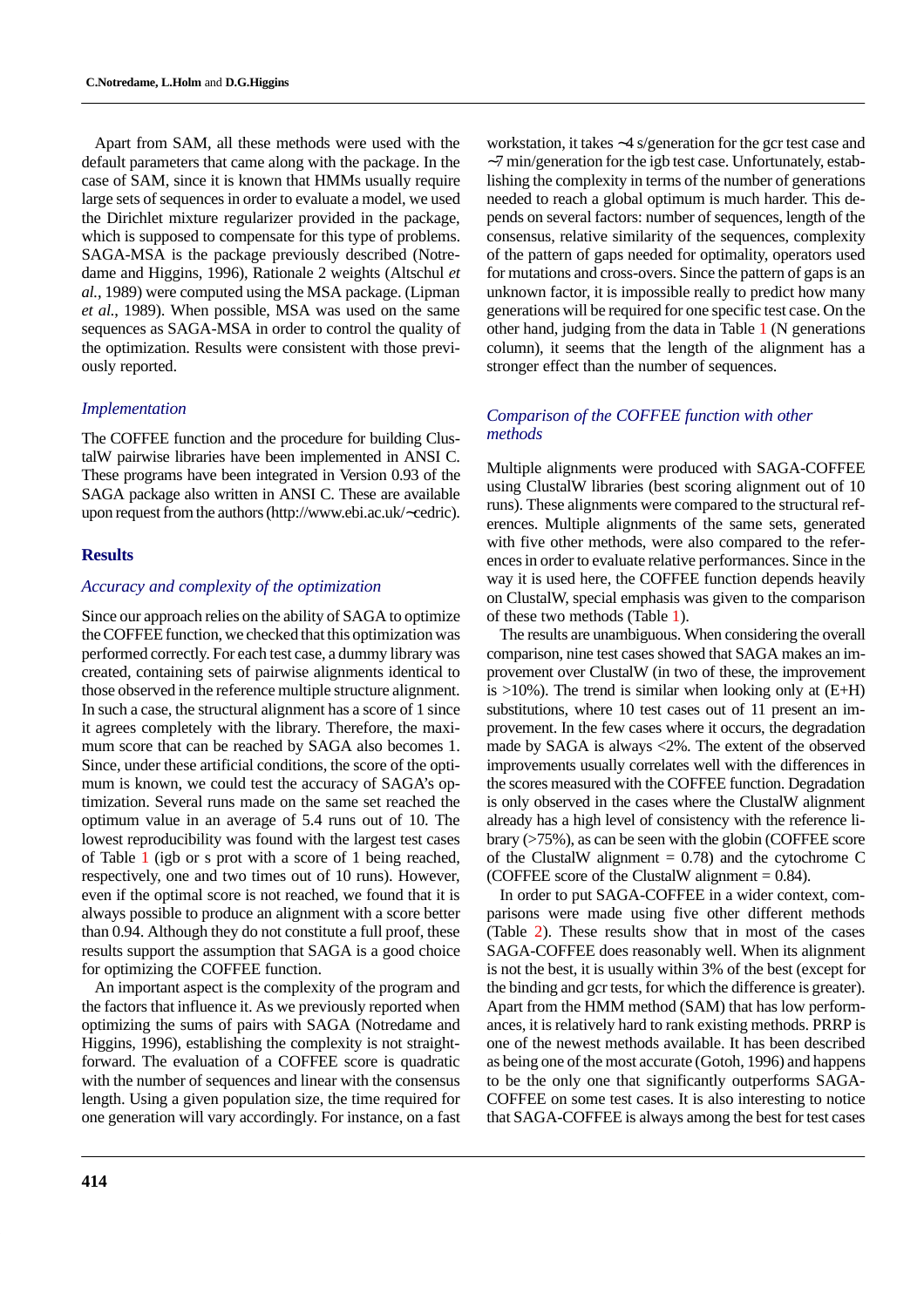Apart from SAM, all these methods were used with the default parameters that came along with the package. In the case of SAM, since it is known that HMMs usually require large sets of sequences in order to evaluate a model, we used the Dirichlet mixture regularizer provided in the package, which is supposed to compensate for this type of problems. SAGA-MSA is the package previously described (Notredame and Higgins, 1996), Rationale 2 weights (Altschul *et al.*, 1989) were computed using the MSA package. (Lipman *et al.*, 1989). When possible, MSA was used on the same sequences as SAGA-MSA in order to control the quality of the optimization. Results were consistent with those previously reported.

### *Implementation*

The COFFEE function and the procedure for building ClustalW pairwise libraries have been implemented in ANSI C. These programs have been integrated in Version 0.93 of the SAGA package also written in ANSI C. These are available upon request from the authors (http://www.ebi.ac.uk/~cedric).

## Results

### *Accuracy and complexity of the optimization*

Since our approach relies on the ability of SAGA to optimize the COFFEE function, we checked that this optimization was performed correctly. For each test case, a dummy library was created, containing sets of pairwise alignments identical to those observed in the reference multiple structure alignment. In such a case, the structural alignment has a score of 1 since it agrees completely with the library. Therefore, the maximum score that can be reached by SAGA also becomes 1. Since, under these artificial conditions, the score of the optimum is known, we could test the accuracy of SAGA's optimization. Several runs made on the same set reached the optimum value in an average of 5.4 runs out of 10. The lowest reproducibility was found with the largest test cases of Table 1 (igb or s prot with a score of 1 being reached, respectively, one and two times out of 10 runs). However, even if the optimal score is not reached, we found that it is always possible to produce an alignment with a score better than 0.94. Although they do not constitute a full proof, these results support the assumption that SAGA is a good choice for optimizing the COFFEE function.

An important aspect is the complexity of the program and the factors that influence it. As we previously reported when optimizing the sums of pairs with SAGA (Notredame and Higgins, 1996), establishing the complexity is not straightforward. The evaluation of a COFFEE score is quadratic with the number of sequences and linear with the consensus length. Using a given population size, the time required for one generation will vary accordingly. For instance, on a fast workstation, it takes ~4 s/generation for the gcr test case and ~7 min/generation for the igb test case. Unfortunately, establishing the complexity in terms of the number of generations needed to reach a global optimum is much harder. This depends on several factors: number of sequences, length of the consensus, relative similarity of the sequences, complexity of the pattern of gaps needed for optimality, operators used for mutations and cross-overs. Since the pattern of gaps is an unknown factor, it is impossible really to predict how many generations will be required for one specific test case. On the other hand, judging from the data in Table 1 (N generations column), it seems that the length of the alignment has a stronger effect than the number of sequences.

### *Comparison of the COFFEE function with other methods*

Multiple alignments were produced with SAGA-COFFEE using ClustalW libraries (best scoring alignment out of 10 runs). These alignments were compared to the structural references. Multiple alignments of the same sets, generated with five other methods, were also compared to the references in order to evaluate relative performances. Since in the way it is used here, the COFFEE function depends heavily on ClustalW, special emphasis was given to the comparison of these two methods (Table 1).

The results are unambiguous. When considering the overall comparison, nine test cases showed that SAGA makes an improvement over ClustalW (in two of these, the improvement is >10%). The trend is similar when looking only at (E+H) substitutions, where 10 test cases out of 11 present an improvement. In the few cases where it occurs, the degradation made by SAGA is always <2%. The extent of the observed improvements usually correlates well with the differences in the scores measured with the COFFEE function. Degradation is only observed in the cases where the ClustalW alignment already has a high level of consistency with the reference library (>75%), as can be seen with the globin (COFFEE score of the ClustalW alignment = 0.78) and the cytochrome C (COFFEE score of the ClustalW alignment = 0.84).

In order to put SAGA-COFFEE in a wider context, comparisons were made using five other different methods (Table 2). These results show that in most of the cases SAGA-COFFEE does reasonably well. When its alignment is not the best, it is usually within 3% of the best (except for the binding and gcr tests, for which the difference is greater). Apart from the HMM method (SAM) that has low performances, it is relatively hard to rank existing methods. PRRP is one of the newest methods available. It has been described as being one of the most accurate (Gotoh, 1996) and happens to be the only one that significantly outperforms SAGA-COFFEE on some test cases. It is also interesting to notice that SAGA-COFFEE is always among the best for test cases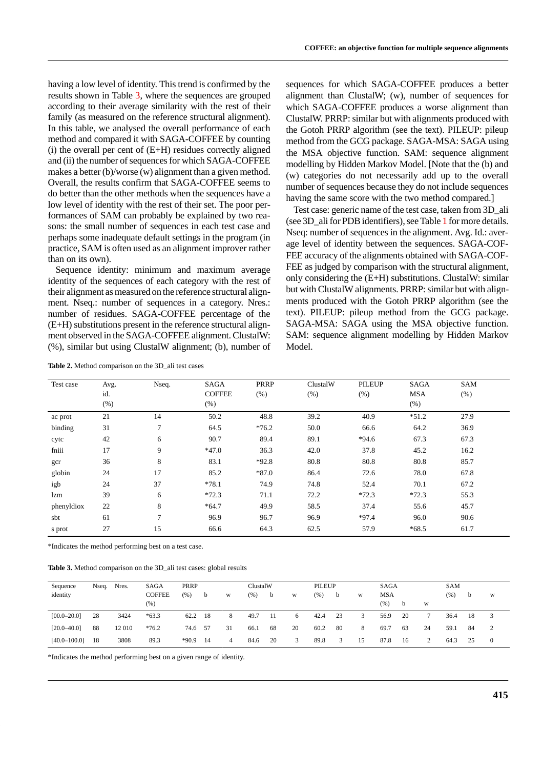having a low level of identity. This trend is confirmed by the results shown in Table 3, where the sequences are grouped according to their average similarity with the rest of their family (as measured on the reference structural alignment). In this table, we analysed the overall performance of each method and compared it with SAGA-COFFEE by counting (i) the overall per cent of (E+H) residues correctly aligned and (ii) the number of sequences for which SAGA-COFFEE makes a better (b)/worse (w) alignment than a given method. Overall, the results confirm that SAGA-COFFEE seems to do better than the other methods when the sequences have a low level of identity with the rest of their set. The poor performances of SAM can probably be explained by two reasons: the small number of sequences in each test case and perhaps some inadequate default settings in the program (in practice, SAM is often used as an alignment improver rather than on its own).

Sequence identity: minimum and maximum average identity of the sequences of each category with the rest of their alignment as measured on the reference structural alignment. Nseq.: number of sequences in a category. Nres.: number of residues. SAGA-COFFEE percentage of the (E+H) substitutions present in the reference structural alignment observed in the SAGA-COFFEE alignment. ClustalW: (%), similar but using ClustalW alignment; (b), number of sequences for which SAGA-COFFEE produces a better alignment than ClustalW; (w), number of sequences for which SAGA-COFFEE produces a worse alignment than ClustalW. PRRP: similar but with alignments produced with the Gotoh PRRP algorithm (see the text). PILEUP: pileup method from the GCG package. SAGA-MSA: SAGA using the MSA objective function. SAM: sequence alignment modelling by Hidden Markov Model. [Note that the (b) and (w) categories do not necessarily add up to the overall number of sequences because they do not include sequences having the same score with the two method compared.]

Test case: generic name of the test case, taken from 3D_ali (see 3D_ali for PDB identifiers), see Table 1 for more details. Nseq: number of sequences in the alignment. Avg. Id.: average level of identity between the sequences. SAGA-COFFEE accuracy of the alignments obtained with SAGA-COFFEE as judged by comparison with the structural alignment, only considering the (E+H) substitutions. ClustalW: similar but with ClustalW alignments. PRRP: similar but with alignments produced with the Gotoh PRRP algorithm (see the text). PILEUP: pileup method from the GCG package. SAGA-MSA: SAGA using the MSA objective function. SAM: sequence alignment modelling by Hidden Markov Model.

**Table 2.** Method comparison on the 3D_ali test cases

| Test case | Avg. id. (%) | Nseq. | SAGA COFFEE (%) | PRRP (%) | ClustalW (%) | PILEUP (%) | SAGA MSA (%) | SAM (%) |
|---|---|---|---|---|---|---|---|---|
| ac prot | 21 | 14 | 50.2 | 48.8 | 39.2 | 40.9 | *51.2 | 27.9 |
| binding | 31 | 7 | 64.5 | *76.2 | 50.0 | 66.6 | 64.2 | 36.9 |
| cytc | 42 | 6 | 90.7 | 89.4 | 89.1 | *94.6 | 67.3 | 67.3 |
| fniii | 17 | 9 | *47.0 | 36.3 | 42.0 | 37.8 | 45.2 | 16.2 |
| gcr | 36 | 8 | 83.1 | *92.8 | 80.8 | 80.8 | 80.8 | 85.7 |
| globin | 24 | 17 | 85.2 | *87.0 | 86.4 | 72.6 | 78.0 | 67.8 |
| igb | 24 | 37 | *78.1 | 74.9 | 74.8 | 52.4 | 70.1 | 67.2 |
| lzm | 39 | 6 | *72.3 | 71.1 | 72.2 | *72.3 | *72.3 | 55.3 |
| phenyldiox | 22 | 8 | *64.7 | 49.9 | 58.5 | 37.4 | 55.6 | 45.7 |
| sbt | 61 | 7 | 96.9 | 96.7 | 96.9 | *97.4 | 96.0 | 90.6 |
| s prot | 27 | 15 | 66.6 | 64.3 | 62.5 | 57.9 | *68.5 | 61.7 |

*Indicates the method performing best on a test case.

**Table 3.** Method comparison on the 3D_ali test cases: global results

| Sequence identity | Nseq. | Nres. | SAGA COFFEE (%) | PRRP (%) | b | w | ClustalW (%) | b | w | PILEUP (%) | b | w | SAGA MSA (%) | b | w | SAM (%) | b | w |
|---|---|---|---|---|---|---|---|---|---|---|---|---|---|---|---|---|---|---|
| [00.0–20.0] | 28 | 3424 | *63.3 | 62.2 | 18 | 8 | 49.7 | 11 | 6 | 42.4 | 23 | 3 | 56.9 | 20 | 7 | 36.4 | 18 | 3 |
| [20.0–40.0] | 88 | 12 010 | *76.2 | 74.6 | 57 | 31 | 66.1 | 68 | 20 | 60.2 | 80 | 8 | 69.7 | 63 | 24 | 59.1 | 84 | 2 |
| [40.0–100.0] | 18 | 3808 | 89.3 | *90.9 | 14 | 4 | 84.6 | 20 | 3 | 89.8 | 3 | 15 | 87.8 | 16 | 2 | 64.3 | 25 | 0 |

*Indicates the method performing best on a given range of identity.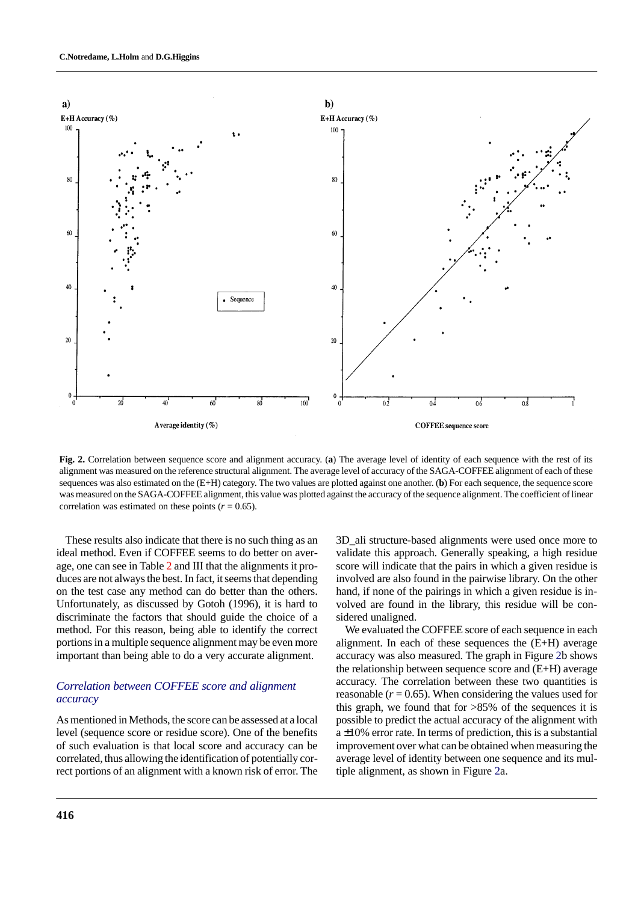a)

E+H Accuracy (%)

100

80

60

40

20

0

0 20 40 60 80 100

Average identity (%)

Sequence

b)

E+H Accuracy (%)

100

80

60

40

20

0

0 0.2 0.4 0.6 0.8 1

COFFEE sequence score

**Fig. 2.** Correlation between sequence score and alignment accuracy. (**a**) The average level of identity of each sequence with the rest of its alignment was measured on the reference structural alignment. The average level of accuracy of the SAGA-COFFEE alignment of each of these sequences was also estimated on the (E+H) category. The two values are plotted against one another. (**b**) For each sequence, the sequence score was measured on the SAGA-COFFEE alignment, this value was plotted against the accuracy of the sequence alignment. The coefficient of linear correlation was estimated on these points ($r = 0.65$).

These results also indicate that there is no such thing as an ideal method. Even if COFFEE seems to do better on average, one can see in Table 2 and III that the alignments it produces are not always the best. In fact, it seems that depending on the test case any method can do better than the others. Unfortunately, as discussed by Gotoh (1996), it is hard to discriminate the factors that should guide the choice of a method. For this reason, being able to identify the correct portions in a multiple sequence alignment may be even more important than being able to do a very accurate alignment.

### *Correlation between COFFEE score and alignment accuracy*

As mentioned in Methods, the score can be assessed at a local level (sequence score or residue score). One of the benefits of such evaluation is that local score and accuracy can be correlated, thus allowing the identification of potentially correct portions of an alignment with a known risk of error. The 3D_ali structure-based alignments were used once more to validate this approach. Generally speaking, a high residue score will indicate that the pairs in which a given residue is involved are also found in the pairwise library. On the other hand, if none of the pairings in which a given residue is involved are found in the library, this residue will be considered unaligned.

We evaluated the COFFEE score of each sequence in each alignment. In each of these sequences the (E+H) average accuracy was also measured. The graph in Figure 2b shows the relationship between sequence score and (E+H) average accuracy. The correlation between these two quantities is reasonable ($r = 0.65$). When considering the values used for this graph, we found that for >85% of the sequences it is possible to predict the actual accuracy of the alignment with a ±10% error rate. In terms of prediction, this is a substantial improvement over what can be obtained when measuring the average level of identity between one sequence and its multiple alignment, as shown in Figure 2a.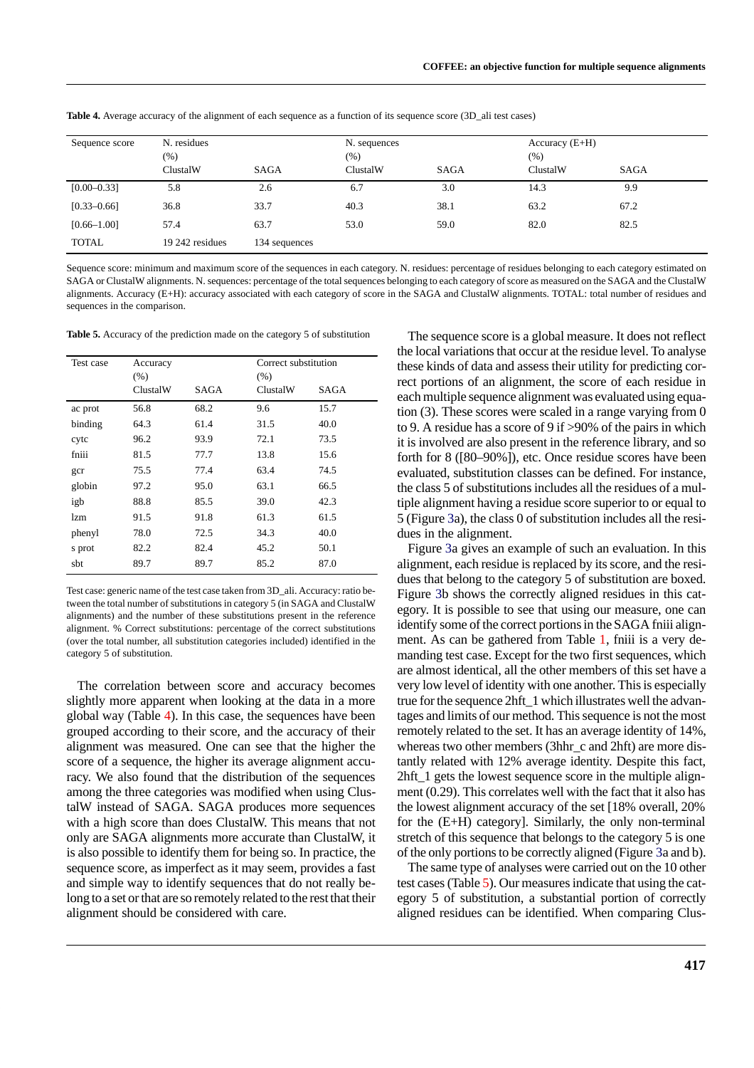**Table 4.** Average accuracy of the alignment of each sequence as a function of its sequence score (3D_ali test cases)

| Sequence score | N. residues (%) | | N. sequences (%) | | Accuracy (E+H) (%) | |
|---|---|---|---|---|---|---|
| | ClustalW | SAGA | ClustalW | SAGA | ClustalW | SAGA |
| [0.00–0.33] | 5.8 | 2.6 | 6.7 | 3.0 | 14.3 | 9.9 |
| [0.33–0.66] | 36.8 | 33.7 | 40.3 | 38.1 | 63.2 | 67.2 |
| [0.66–1.00] | 57.4 | 63.7 | 53.0 | 59.0 | 82.0 | 82.5 |
| TOTAL | 19 242 residues | 134 sequences | | | | |

Sequence score: minimum and maximum score of the sequences in each category. N. residues: percentage of residues belonging to each category estimated on SAGA or ClustalW alignments. N. sequences: percentage of the total sequences belonging to each category of score as measured on the SAGA and the ClustalW alignments. Accuracy (E+H): accuracy associated with each category of score in the SAGA and ClustalW alignments. TOTAL: total number of residues and sequences in the comparison.

**Table 5.** Accuracy of the prediction made on the category 5 of substitution

| Test case | Accuracy (%) | | Correct substitution (%) | |
|---|---|---|---|---|
| | ClustalW | SAGA | ClustalW | SAGA |
| ac prot | 56.8 | 68.2 | 9.6 | 15.7 |
| binding | 64.3 | 61.4 | 31.5 | 40.0 |
| cytc | 96.2 | 93.9 | 72.1 | 73.5 |
| fniii | 81.5 | 77.7 | 13.8 | 15.6 |
| gcr | 75.5 | 77.4 | 63.4 | 74.5 |
| globin | 97.2 | 95.0 | 63.1 | 66.5 |
| igb | 88.8 | 85.5 | 39.0 | 42.3 |
| lzm | 91.5 | 91.8 | 61.3 | 61.5 |
| phenyl | 78.0 | 72.5 | 34.3 | 40.0 |
| s prot | 82.2 | 82.4 | 45.2 | 50.1 |
| sbt | 89.7 | 89.7 | 85.2 | 87.0 |

Test case: generic name of the test case taken from 3D_ali. Accuracy: ratio between the total number of substitutions in category 5 (in SAGA and ClustalW alignments) and the number of these substitutions present in the reference alignment. % Correct substitutions: percentage of the correct substitutions (over the total number, all substitution categories included) identified in the category 5 of substitution.

The correlation between score and accuracy becomes slightly more apparent when looking at the data in a more global way (Table 4). In this case, the sequences have been grouped according to their score, and the accuracy of their alignment was measured. One can see that the higher the score of a sequence, the higher its average alignment accuracy. We also found that the distribution of the sequences among the three categories was modified when using ClustalW instead of SAGA. SAGA produces more sequences with a high score than does ClustalW. This means that not only are SAGA alignments more accurate than ClustalW, it is also possible to identify them for being so. In practice, the sequence score, as imperfect as it may seem, provides a fast and simple way to identify sequences that do not really belong to a set or that are so remotely related to the rest that their alignment should be considered with care.

The sequence score is a global measure. It does not reflect the local variations that occur at the residue level. To analyse these kinds of data and assess their utility for predicting correct portions of an alignment, the score of each residue in each multiple sequence alignment was evaluated using equation (3). These scores were scaled in a range varying from 0 to 9. A residue has a score of 9 if >90% of the pairs in which it is involved are also present in the reference library, and so forth for 8 ([80–90%]), etc. Once residue scores have been evaluated, substitution classes can be defined. For instance, the class 5 of substitutions includes all the residues of a multiple alignment having a residue score superior to or equal to 5 (Figure 3a), the class 0 of substitution includes all the residues in the alignment.

Figure 3a gives an example of such an evaluation. In this alignment, each residue is replaced by its score, and the residues that belong to the category 5 of substitution are boxed. Figure 3b shows the correctly aligned residues in this category. It is possible to see that using our measure, one can identify some of the correct portions in the SAGA fniii alignment. As can be gathered from Table 1, fniii is a very demanding test case. Except for the two first sequences, which are almost identical, all the other members of this set have a very low level of identity with one another. This is especially true for the sequence 2hft_1 which illustrates well the advantages and limits of our method. This sequence is not the most remotely related to the set. It has an average identity of 14%, whereas two other members (3hhr_c and 2hft) are more distantly related with 12% average identity. Despite this fact, 2hft_1 gets the lowest sequence score in the multiple alignment (0.29). This correlates well with the fact that it also has the lowest alignment accuracy of the set [18% overall, 20% for the (E+H) category]. Similarly, the only non-terminal stretch of this sequence that belongs to the category 5 is one of the only portions to be correctly aligned (Figure 3a and b).

The same type of analyses were carried out on the 10 other test cases (Table 5). Our measures indicate that using the category 5 of substitution, a substantial portion of correctly aligned residues can be identified. When comparing Clus-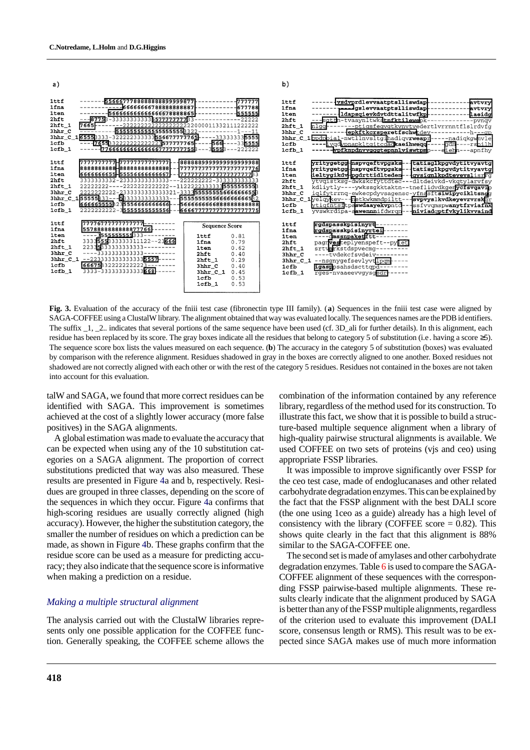a)

```
1ttf      -------5566677788888888899999877------------777777
1fna      ------------66666666788888888887------------677788
1ten      --------5666666666666678888865------------555555
2hft      ---8775-33333333333335777777733--------------22222
2hft_1    7665---------222222222222222222000011332111222222
3hhr_C    -----------55555555555555555553322-----------1---11
3hhr_C_1  65553333-3222222333335566777777765-----333333335555
1cfb      -----76553322222222222223577777765-----566----335555
1cfb_1    ------777666666666666667777777755--3555---222222

1ttf      7777777777-77777777777777---8888888999999999999988
1fna      8888888888-88888888888888---77777777777777777777776
1ten      6666666655-55556666666667---777777777777777777777733
2hft      3333333332-23333333333333---222222222-333333333333
2hft_1    22222222----2222222222222--1122222333333555555555
3hhr_C    2222222222-2333333333333321-33335555555566666665
3hhr_C_1  55555333---53333333333333---55555555566666666652
1cfb      6666655553235555666666666---5666666666688888888888
1cfb_1    2222222222-35555555555556---66667777777777777777775

1ttf      7777677777777777---------
1fna      5578888888888877766-------
1ten      -----3555555555333---------
2hft      33335553333333111122--23666
2hft_1    22335333333333333---------
3hhr_C    ----3333333333333---------
3hhr_C_1  --22333333333333335557-----
1cfb      66675332222222222---------
1cfb_1    3333-33333333333668------
```

| Sequence | Score |
|---|---|
| 1ttf | 0.81 |
| 1fna | 0.79 |
| 1ten | 0.62 |
| 2hft | 0.40 |
| 2hft_1 | 0.29 |
| 3hhr_C | 0.40 |
| 3hhr_C_1 | 0.45 |
| 1cfb | 0.53 |
| 1cfb_1 | 0.53 |

b)

```
1ttf      -------vsdvprdlevvaatptsllisswdap------------avtvry
1fna      -----------gslevvaatptsllisswdap------------avtvry
1ten      -------ldapsqievkdvtdttalitwfkp-------------laeidg
2hft      ---sgttn-tvaaynltwksLnfktilewepk------------pvnqv
2hft_1    nlgq-------ptiqsfeqvgtkvnvtvedertlvrrnntflslrdvfg
3hhr_C    ---------epkftkcrsperetfschwtdev-----------h---qp
3hhr_C_1  pqfpbiaL-nwtllnvsltgihadiqvrweap-----nadiqkgwnvle
1cfb      ----ivqdvpnapkltgitcqadkaeihweqq-----gdn----rspilh
1cfb_1    ------vpfknpdnvvgqgtepnnlviswtpmp---eiehn---apnfhy

1ttf      yritygetgg-nspvqeftvpgsks---tatisglkpgvdytitvyavtg
1fna      yritygetgg-nspvqeftvpgsks---tatisglkpgvdytitvyavtg
1ten      ieltygikdv-pgdrttidltedon---gysignlkpdteyevslisrrg
2hft      ytvqistksg-dwkskcfyttdtec---dltdeivkd-vkqtylarvfsy
2hft_1    kdliytly----ywkssgkktaktn--tneflidvdkgenycfsvqavip
3hhr_C    iqlfytrrnq-ewkecpdyvsagensc-yfnssftsiwipycikltsngg
3hhr_C_1  yelqykev---netkwkmmdpiltt---svpvyslkvdkeyevrvrskqr
1cfb      ytiqfntsftpaswdaayekvpntd---ssfvvqmspwanytfrviafnk
1cfb_1    yvswkrdipa-aawennnifdwrqn---niviadqptfvkylikvraind

1ttf      rgdspasskpisinyrt---------
1fna      rgdspasskpisinyrtei-------
1ten      -----dmssnpaketftt---------
2hft      pagnvesteplyenspeft--pylet
2hft_1    srtvnrkstdspvecmg---------
3hhr_C    ----tvdekcfsvdeiv---------
3hhr_C_1  --nsgnygefsevlyvtlpqm-----
1cfb      igaspsahsdsctgpd----------
1cfb_1    rges-nvaaeevvgysgedr------
```

**Fig. 3.** Evaluation of the accuracy of the fniii test case (fibronectin type III family). (**a**) Sequences in the fniii test case were aligned by SAGA-COFFEE using a ClustalW library. The alignment obtained that way was evaluated locally. The sequences names are the PDB id entifiers. The suffix _1, _2.. indicates that several portions of the same sequence have been used (cf. 3D_ali for further details). In this alignment, each residue has been replaced by its score. The gray boxes indicate all the residues that belong to category 5 of substitution (i.e. having a score ≥5). The sequence score box lists the values measured on each sequence. (**b**) The accuracy in the category 5 of substitution (boxes) was evaluated by comparison with the reference alignment. Residues shadowed in gray in the boxes are correctly aligned to one another. Boxed residues not shadowed are not correctly aligned with each other or with the rest of the category 5 residues. Residues not contained in the boxes are not taken into account for this evaluation.

talW and SAGA, we found that more correct residues can be identified with SAGA. This improvement is sometimes achieved at the cost of a slightly lower accuracy (more false positives) in the SAGA alignments.

A global estimation was made to evaluate the accuracy that can be expected when using any of the 10 substitution categories on a SAGA alignment. The proportion of correct substitutions predicted that way was also measured. These results are presented in Figure 4a and b, respectively. Residues are grouped in three classes, depending on the score of the sequences in which they occur. Figure 4a confirms that high-scoring residues are usually correctly aligned (high accuracy). However, the higher the substitution category, the smaller the number of residues on which a prediction can be made, as shown in Figure 4b. These graphs confirm that the residue score can be used as a measure for predicting accuracy; they also indicate that the sequence score is informative when making a prediction on a residue.

### *Making a multiple structural alignment*

The analysis carried out with the ClustalW libraries represents only one possible application for the COFFEE function. Generally speaking, the COFFEE scheme allows the combination of the information contained by any reference library, regardless of the method used for its construction. To illustrate this fact, we show that it is possible to build a structure-based multiple sequence alignment when a library of high-quality pairwise structural alignments is available. We used COFFEE on two sets of proteins (vjs and ceo) using appropriate FSSP libraries.

It was impossible to improve significantly over FSSP for the ceo test case, made of endoglucanases and other related carbohydrate degradation enzymes. This can be explained by the fact that the FSSP alignment with the best DALI score (the one using 1ceo as a guide) already has a high level of consistency with the library (COFFEE score = 0.82). This shows quite clearly in the fact that this alignment is 88% similar to the SAGA-COFFEE one.

The second set is made of amylases and other carbohydrate degradation enzymes. Table 6 is used to compare the SAGA-COFFEE alignment of these sequences with the corresponding FSSP pairwise-based multiple alignments. These results clearly indicate that the alignment produced by SAGA is better than any of the FSSP multiple alignments, regardless of the criterion used to evaluate this improvement (DALI score, consensus length or RMS). This result was to be expected since SAGA makes use of much more information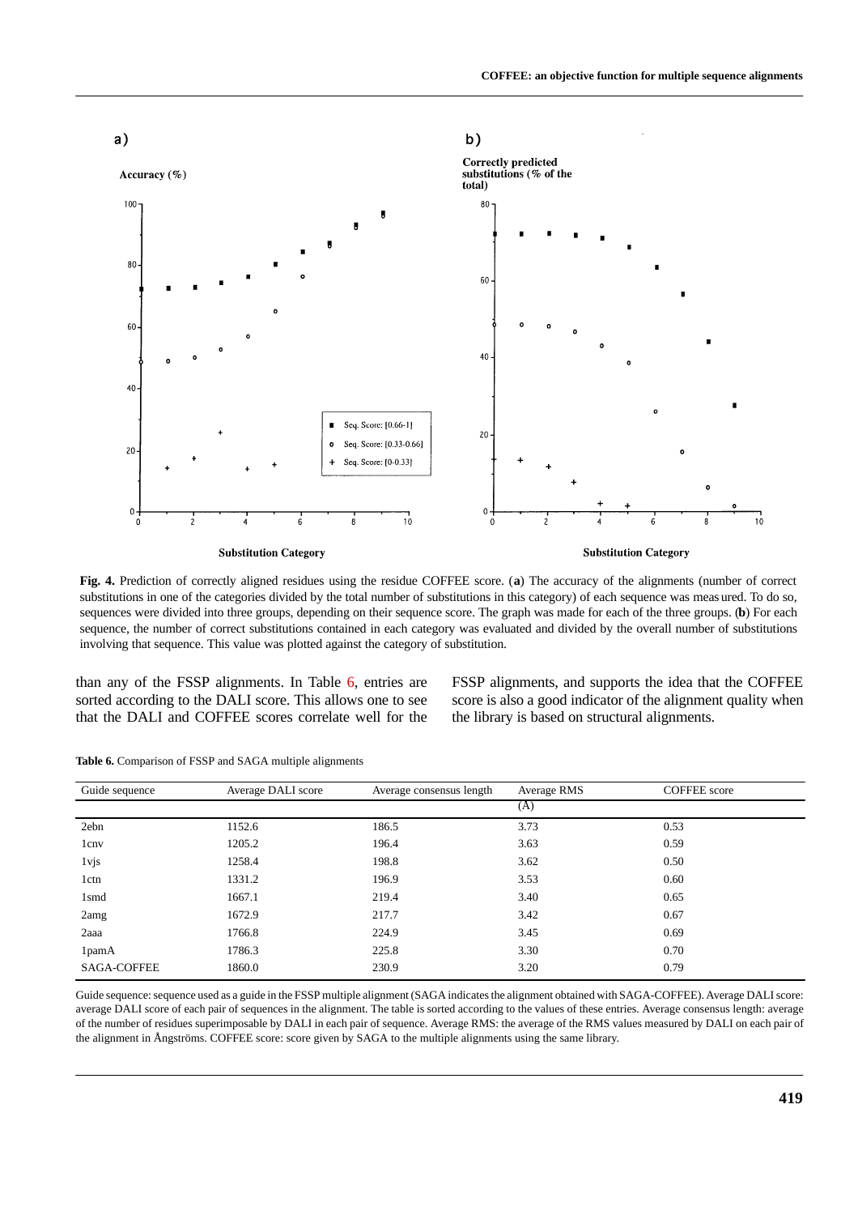**Fig. 4.** Prediction of correctly aligned residues using the residue COFFEE score. (**a**) The accuracy of the alignments (number of correct substitutions in one of the categories divided by the total number of substitutions in this category) of each sequence was measured. To do so, sequences were divided into three groups, depending on their sequence score. The graph was made for each of the three groups. (**b**) For each sequence, the number of correct substitutions contained in each category was evaluated and divided by the overall number of substitutions involving that sequence. This value was plotted against the category of substitution.

than any of the FSSP alignments. In Table 6, entries are sorted according to the DALI score. This allows one to see that the DALI and COFFEE scores correlate well for the FSSP alignments, and supports the idea that the COFFEE score is also a good indicator of the alignment quality when the library is based on structural alignments.

**Table 6.** Comparison of FSSP and SAGA multiple alignments

| Guide sequence | Average DALI score | Average consensus length | Average RMS (Å) | COFFEE score |
|---|---|---|---|---|
| 2ebn | 1152.6 | 186.5 | 3.73 | 0.53 |
| 1cnv | 1205.2 | 196.4 | 3.63 | 0.59 |
| 1vjs | 1258.4 | 198.8 | 3.62 | 0.50 |
| 1ctn | 1331.2 | 196.9 | 3.53 | 0.60 |
| 1smd | 1667.1 | 219.4 | 3.40 | 0.65 |
| 2amg | 1672.9 | 217.7 | 3.42 | 0.67 |
| 2aaa | 1766.8 | 224.9 | 3.45 | 0.69 |
| 1pamA | 1786.3 | 225.8 | 3.30 | 0.70 |
| SAGA-COFFEE | 1860.0 | 230.9 | 3.20 | 0.79 |

Guide sequence: sequence used as a guide in the FSSP multiple alignment (SAGA indicates the alignment obtained with SAGA-COFFEE). Average DALI score: average DALI score of each pair of sequences in the alignment. The table is sorted according to the values of these entries. Average consensus length: average of the number of residues superimposable by DALI in each pair of sequence. Average RMS: the average of the RMS values measured by DALI on each pair of the alignment in Ångströms. COFFEE score: score given by SAGA to the multiple alignments using the same library.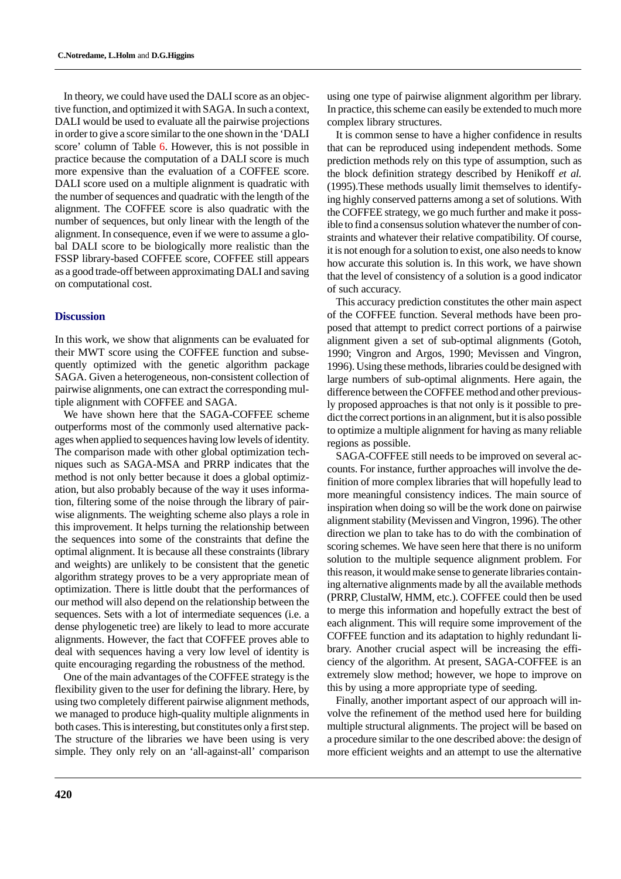In theory, we could have used the DALI score as an objective function, and optimized it with SAGA. In such a context, DALI would be used to evaluate all the pairwise projections in order to give a score similar to the one shown in the 'DALI score' column of Table 6. However, this is not possible in practice because the computation of a DALI score is much more expensive than the evaluation of a COFFEE score. DALI score used on a multiple alignment is quadratic with the number of sequences and quadratic with the length of the alignment. The COFFEE score is also quadratic with the number of sequences, but only linear with the length of the alignment. In consequence, even if we were to assume a global DALI score to be biologically more realistic than the FSSP library-based COFFEE score, COFFEE still appears as a good trade-off between approximating DALI and saving on computational cost.

## Discussion

In this work, we show that alignments can be evaluated for their MWT score using the COFFEE function and subsequently optimized with the genetic algorithm package SAGA. Given a heterogeneous, non-consistent collection of pairwise alignments, one can extract the corresponding multiple alignment with COFFEE and SAGA.

We have shown here that the SAGA-COFFEE scheme outperforms most of the commonly used alternative packages when applied to sequences having low levels of identity. The comparison made with other global optimization techniques such as SAGA-MSA and PRRP indicates that the method is not only better because it does a global optimization, but also probably because of the way it uses information, filtering some of the noise through the library of pairwise alignments. The weighting scheme also plays a role in this improvement. It helps turning the relationship between the sequences into some of the constraints that define the optimal alignment. It is because all these constraints (library and weights) are unlikely to be consistent that the genetic algorithm strategy proves to be a very appropriate mean of optimization. There is little doubt that the performances of our method will also depend on the relationship between the sequences. Sets with a lot of intermediate sequences (i.e. a dense phylogenetic tree) are likely to lead to more accurate alignments. However, the fact that COFFEE proves able to deal with sequences having a very low level of identity is quite encouraging regarding the robustness of the method.

One of the main advantages of the COFFEE strategy is the flexibility given to the user for defining the library. Here, by using two completely different pairwise alignment methods, we managed to produce high-quality multiple alignments in both cases. This is interesting, but constitutes only a first step. The structure of the libraries we have been using is very simple. They only rely on an 'all-against-all' comparison using one type of pairwise alignment algorithm per library. In practice, this scheme can easily be extended to much more complex library structures.

It is common sense to have a higher confidence in results that can be reproduced using independent methods. Some prediction methods rely on this type of assumption, such as the block definition strategy described by Henikoff *et al.* (1995).These methods usually limit themselves to identifying highly conserved patterns among a set of solutions. With the COFFEE strategy, we go much further and make it possible to find a consensus solution whatever the number of constraints and whatever their relative compatibility. Of course, it is not enough for a solution to exist, one also needs to know how accurate this solution is. In this work, we have shown that the level of consistency of a solution is a good indicator of such accuracy.

This accuracy prediction constitutes the other main aspect of the COFFEE function. Several methods have been proposed that attempt to predict correct portions of a pairwise alignment given a set of sub-optimal alignments (Gotoh, 1990; Vingron and Argos, 1990; Mevissen and Vingron, 1996). Using these methods, libraries could be designed with large numbers of sub-optimal alignments. Here again, the difference between the COFFEE method and other previously proposed approaches is that not only is it possible to predict the correct portions in an alignment, but it is also possible to optimize a multiple alignment for having as many reliable regions as possible.

SAGA-COFFEE still needs to be improved on several accounts. For instance, further approaches will involve the definition of more complex libraries that will hopefully lead to more meaningful consistency indices. The main source of inspiration when doing so will be the work done on pairwise alignment stability (Mevissen and Vingron, 1996). The other direction we plan to take has to do with the combination of scoring schemes. We have seen here that there is no uniform solution to the multiple sequence alignment problem. For this reason, it would make sense to generate libraries containing alternative alignments made by all the available methods (PRRP, ClustalW, HMM, etc.). COFFEE could then be used to merge this information and hopefully extract the best of each alignment. This will require some improvement of the COFFEE function and its adaptation to highly redundant library. Another crucial aspect will be increasing the efficiency of the algorithm. At present, SAGA-COFFEE is an extremely slow method; however, we hope to improve on this by using a more appropriate type of seeding.

Finally, another important aspect of our approach will involve the refinement of the method used here for building multiple structural alignments. The project will be based on a procedure similar to the one described above: the design of more efficient weights and an attempt to use the alternative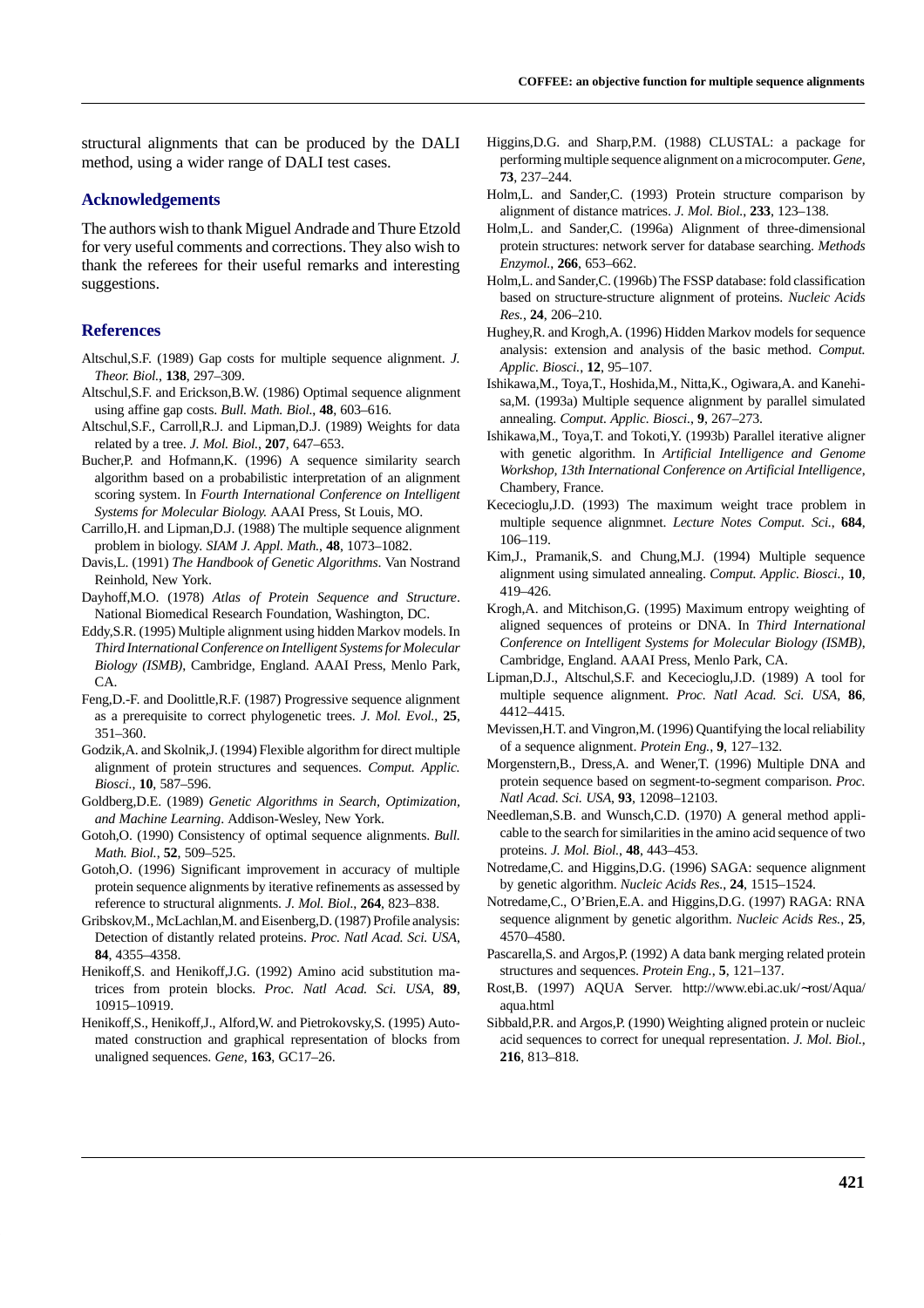structural alignments that can be produced by the DALI method, using a wider range of DALI test cases.

## Acknowledgements

The authors wish to thank Miguel Andrade and Thure Etzold for very useful comments and corrections. They also wish to thank the referees for their useful remarks and interesting suggestions.

## References

Altschul,S.F. (1989) Gap costs for multiple sequence alignment. *J. Theor. Biol.*, **138**, 297–309.

Altschul,S.F. and Erickson,B.W. (1986) Optimal sequence alignment using affine gap costs. *Bull. Math. Biol.*, **48**, 603–616.

Altschul,S.F., Carroll,R.J. and Lipman,D.J. (1989) Weights for data related by a tree. *J. Mol. Biol.*, **207**, 647–653.

Bucher,P. and Hofmann,K. (1996) A sequence similarity search algorithm based on a probabilistic interpretation of an alignment scoring system. In *Fourth International Conference on Intelligent Systems for Molecular Biology.* AAAI Press, St Louis, MO.

Carrillo,H. and Lipman,D.J. (1988) The multiple sequence alignment problem in biology. *SIAM J. Appl. Math.*, **48**, 1073–1082.

Davis,L. (1991) *The Handbook of Genetic Algorithms*. Van Nostrand Reinhold, New York.

Dayhoff,M.O. (1978) *Atlas of Protein Sequence and Structure*. National Biomedical Research Foundation, Washington, DC.

Eddy,S.R. (1995) Multiple alignment using hidden Markov models. In *Third International Conference on Intelligent Systems for Molecular Biology (ISMB)*, Cambridge, England. AAAI Press, Menlo Park, CA.

Feng,D.-F. and Doolittle,R.F. (1987) Progressive sequence alignment as a prerequisite to correct phylogenetic trees. *J. Mol. Evol.*, **25**, 351–360.

Godzik,A. and Skolnik,J. (1994) Flexible algorithm for direct multiple alignment of protein structures and sequences. *Comput. Applic. Biosci.*, **10**, 587–596.

Goldberg,D.E. (1989) *Genetic Algorithms in Search, Optimization, and Machine Learning*. Addison-Wesley, New York.

Gotoh,O. (1990) Consistency of optimal sequence alignments. *Bull. Math. Biol.*, **52**, 509–525.

Gotoh,O. (1996) Significant improvement in accuracy of multiple protein sequence alignments by iterative refinements as assessed by reference to structural alignments. *J. Mol. Biol.*, **264**, 823–838.

Gribskov,M., McLachlan,M. and Eisenberg,D. (1987) Profile analysis: Detection of distantly related proteins. *Proc. Natl Acad. Sci. USA*, **84**, 4355–4358.

Henikoff,S. and Henikoff,J.G. (1992) Amino acid substitution matrices from protein blocks. *Proc. Natl Acad. Sci. USA*, **89**, 10915–10919.

Henikoff,S., Henikoff,J., Alford,W. and Pietrokovsky,S. (1995) Automated construction and graphical representation of blocks from unaligned sequences. *Gene*, **163**, GC17–26.

Higgins,D.G. and Sharp,P.M. (1988) CLUSTAL: a package for performing multiple sequence alignment on a microcomputer. *Gene*, **73**, 237–244.

Holm,L. and Sander,C. (1993) Protein structure comparison by alignment of distance matrices. *J. Mol. Biol.*, **233**, 123–138.

Holm,L. and Sander,C. (1996a) Alignment of three-dimensional protein structures: network server for database searching. *Methods Enzymol.*, **266**, 653–662.

Holm,L. and Sander,C. (1996b) The FSSP database: fold classification based on structure-structure alignment of proteins. *Nucleic Acids Res.*, **24**, 206–210.

Hughey,R. and Krogh,A. (1996) Hidden Markov models for sequence analysis: extension and analysis of the basic method. *Comput. Applic. Biosci.*, **12**, 95–107.

Ishikawa,M., Toya,T., Hoshida,M., Nitta,K., Ogiwara,A. and Kanehisa,M. (1993a) Multiple sequence alignment by parallel simulated annealing. *Comput. Applic. Biosci.*, **9**, 267–273.

Ishikawa,M., Toya,T. and Tokoti,Y. (1993b) Parallel iterative aligner with genetic algorithm. In *Artificial Intelligence and Genome Workshop, 13th International Conference on Artificial Intelligence*, Chambery, France.

Kececioglu,J.D. (1993) The maximum weight trace problem in multiple sequence alignmnet. *Lecture Notes Comput. Sci.*, **684**, 106–119.

Kim,J., Pramanik,S. and Chung,M.J. (1994) Multiple sequence alignment using simulated annealing. *Comput. Applic. Biosci.*, **10**, 419–426.

Krogh,A. and Mitchison,G. (1995) Maximum entropy weighting of aligned sequences of proteins or DNA. In *Third International Conference on Intelligent Systems for Molecular Biology (ISMB)*, Cambridge, England. AAAI Press, Menlo Park, CA.

Lipman,D.J., Altschul,S.F. and Kececioglu,J.D. (1989) A tool for multiple sequence alignment. *Proc. Natl Acad. Sci. USA*, **86**, 4412–4415.

Mevissen,H.T. and Vingron,M. (1996) Quantifying the local reliability of a sequence alignment. *Protein Eng.*, **9**, 127–132.

Morgenstern,B., Dress,A. and Wener,T. (1996) Multiple DNA and protein sequence based on segment-to-segment comparison. *Proc. Natl Acad. Sci. USA*, **93**, 12098–12103.

Needleman,S.B. and Wunsch,C.D. (1970) A general method applicable to the search for similarities in the amino acid sequence of two proteins. *J. Mol. Biol.*, **48**, 443–453.

Notredame,C. and Higgins,D.G. (1996) SAGA: sequence alignment by genetic algorithm. *Nucleic Acids Res.*, **24**, 1515–1524.

Notredame,C., O'Brien,E.A. and Higgins,D.G. (1997) RAGA: RNA sequence alignment by genetic algorithm. *Nucleic Acids Res.*, **25**, 4570–4580.

Pascarella,S. and Argos,P. (1992) A data bank merging related protein structures and sequences. *Protein Eng.*, **5**, 121–137.

Rost,B. (1997) AQUA Server. http://www.ebi.ac.uk/~rost/Aqua/aqua.html

Sibbald,P.R. and Argos,P. (1990) Weighting aligned protein or nucleic acid sequences to correct for unequal representation. *J. Mol. Biol.*, **216**, 813–818.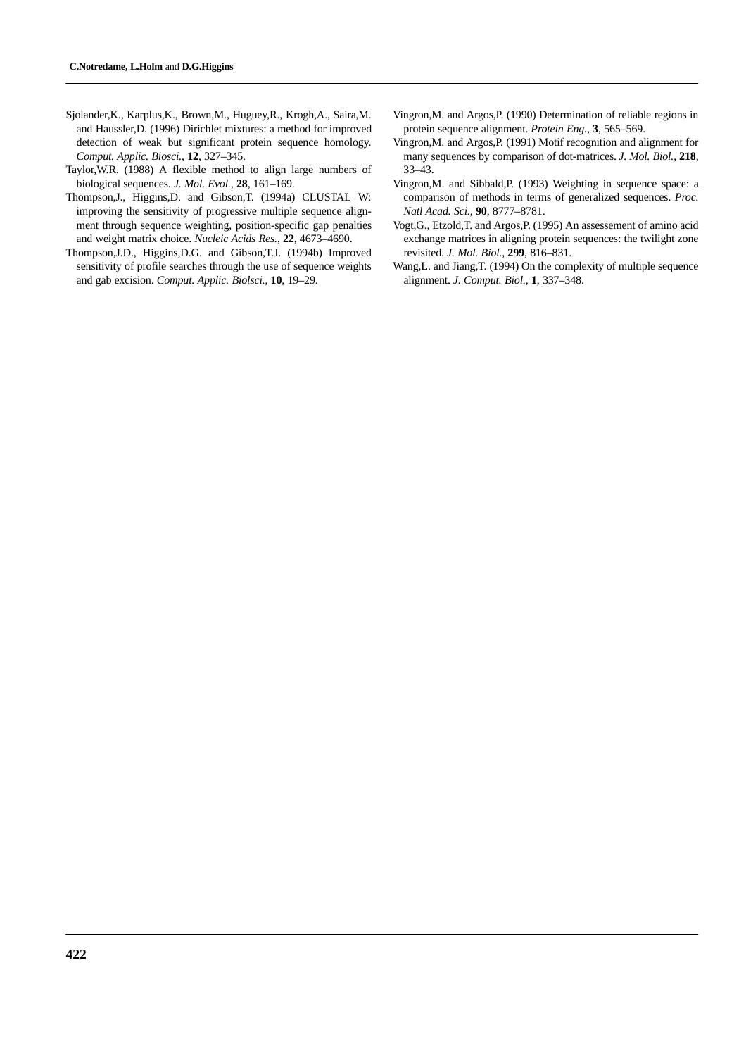Sjolander,K., Karplus,K., Brown,M., Huguey,R., Krogh,A., Saira,M. and Haussler,D. (1996) Dirichlet mixtures: a method for improved detection of weak but significant protein sequence homology. *Comput. Applic. Biosci.*, **12**, 327–345.

Taylor,W.R. (1988) A flexible method to align large numbers of biological sequences. *J. Mol. Evol.*, **28**, 161–169.

Thompson,J., Higgins,D. and Gibson,T. (1994a) CLUSTAL W: improving the sensitivity of progressive multiple sequence alignment through sequence weighting, position-specific gap penalties and weight matrix choice. *Nucleic Acids Res.*, **22**, 4673–4690.

Thompson,J.D., Higgins,D.G. and Gibson,T.J. (1994b) Improved sensitivity of profile searches through the use of sequence weights and gab excision. *Comput. Applic. Biolsci.*, **10**, 19–29.

Vingron,M. and Argos,P. (1990) Determination of reliable regions in protein sequence alignment. *Protein Eng.*, **3**, 565–569.

Vingron,M. and Argos,P. (1991) Motif recognition and alignment for many sequences by comparison of dot-matrices. *J. Mol. Biol.*, **218**, 33–43.

Vingron,M. and Sibbald,P. (1993) Weighting in sequence space: a comparison of methods in terms of generalized sequences. *Proc. Natl Acad. Sci.*, **90**, 8777–8781.

Vogt,G., Etzold,T. and Argos,P. (1995) An assessement of amino acid exchange matrices in aligning protein sequences: the twilight zone revisited. *J. Mol. Biol.*, **299**, 816–831.

Wang,L. and Jiang,T. (1994) On the complexity of multiple sequence alignment. *J. Comput. Biol.*, **1**, 337–348.